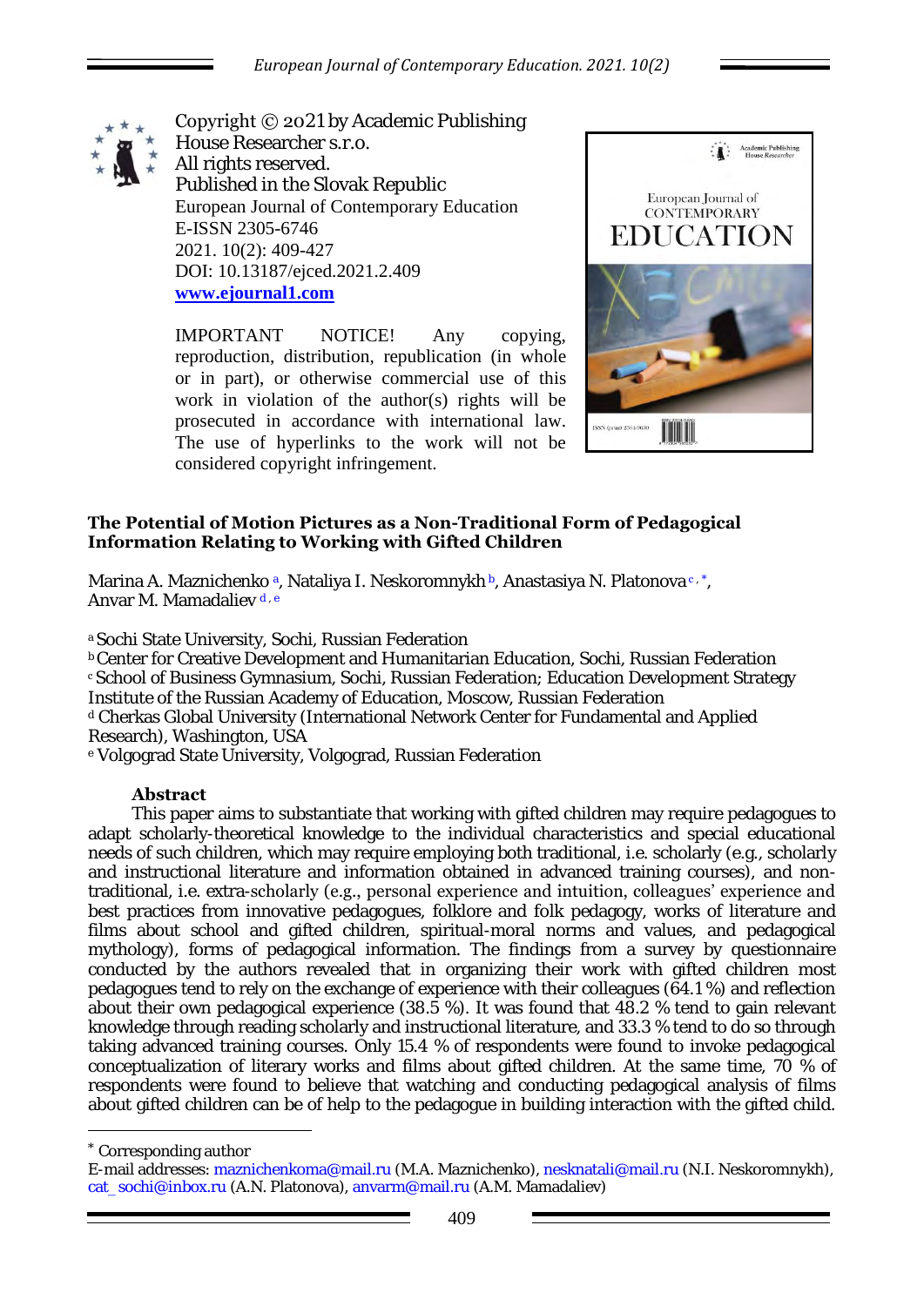Copyright © 2021 by Academic Publishing House Researcher s.r.o.
All rights reserved.
Published in the Slovak Republic
European Journal of Contemporary Education
E-ISSN 2305-6746
2021. 10(2): 409-427
DOI: 10.13187/ejced.2021.2.409
**www.ejournal1.com**

IMPORTANT NOTICE! Any copying, reproduction, distribution, republication (in whole or in part), or otherwise commercial use of this work in violation of the author(s) rights will be prosecuted in accordance with international law. The use of hyperlinks to the work will not be considered copyright infringement.

# The Potential of Motion Pictures as a Non-Traditional Form of Pedagogical Information Relating to Working with Gifted Children

Marina A. Maznichenko [a], Nataliya I. Neskoromnykh [b], Anastasiya N. Platonova [c,*], Anvar M. Mamadaliev [d,e]

[a] Sochi State University, Sochi, Russian Federation
[b] Center for Creative Development and Humanitarian Education, Sochi, Russian Federation
[c] School of Business Gymnasium, Sochi, Russian Federation; Education Development Strategy Institute of the Russian Academy of Education, Moscow, Russian Federation
[d] Cherkas Global University (International Network Center for Fundamental and Applied Research), Washington, USA
[e] Volgograd State University, Volgograd, Russian Federation

**Abstract**

This paper aims to substantiate that working with gifted children may require pedagogues to adapt scholarly-theoretical knowledge to the individual characteristics and special educational needs of such children, which may require employing both traditional, i.e. scholarly (e.g., scholarly and instructional literature and information obtained in advanced training courses), and non-traditional, i.e. extra-scholarly (e.g., personal experience and intuition, colleagues' experience and best practices from innovative pedagogues, folklore and folk pedagogy, works of literature and films about school and gifted children, spiritual-moral norms and values, and pedagogical mythology), forms of pedagogical information. The findings from a survey by questionnaire conducted by the authors revealed that in organizing their work with gifted children most pedagogues tend to rely on the exchange of experience with their colleagues (64.1 %) and reflection about their own pedagogical experience (38.5 %). It was found that 48.2 % tend to gain relevant knowledge through reading scholarly and instructional literature, and 33.3 % tend to do so through taking advanced training courses. Only 15.4 % of respondents were found to invoke pedagogical conceptualization of literary works and films about gifted children. At the same time, 70 % of respondents were found to believe that watching and conducting pedagogical analysis of films about gifted children can be of help to the pedagogue in building interaction with the gifted child.

---

* Corresponding author
E-mail addresses: maznichenkoma@mail.ru (M.A. Maznichenko), nesknatali@mail.ru (N.I. Neskoromnykh), cat_sochi@inbox.ru (A.N. Platonova), anvarm@mail.ru (A.M. Mamadaliev)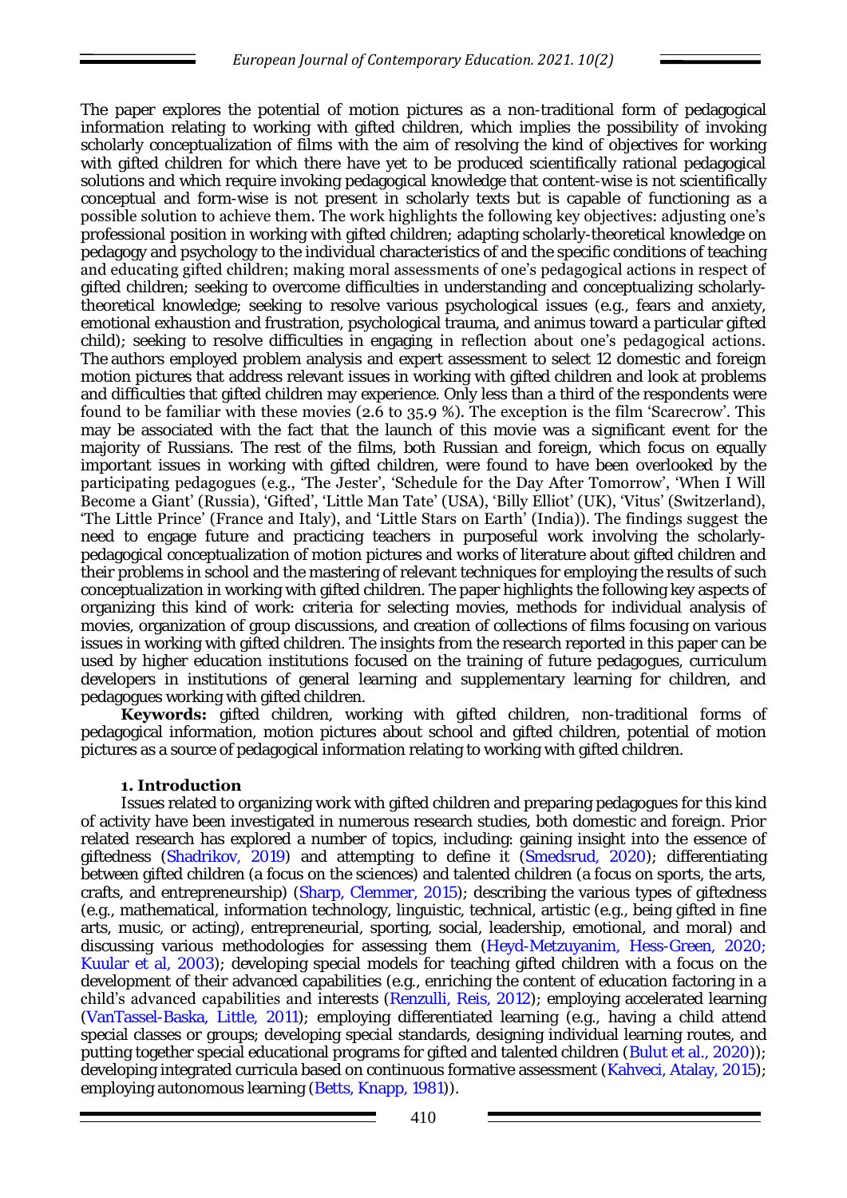The paper explores the potential of motion pictures as a non-traditional form of pedagogical information relating to working with gifted children, which implies the possibility of invoking scholarly conceptualization of films with the aim of resolving the kind of objectives for working with gifted children for which there have yet to be produced scientifically rational pedagogical solutions and which require invoking pedagogical knowledge that content-wise is not scientifically conceptual and form-wise is not present in scholarly texts but is capable of functioning as a possible solution to achieve them. The work highlights the following key objectives: adjusting one's professional position in working with gifted children; adapting scholarly-theoretical knowledge on pedagogy and psychology to the individual characteristics of and the specific conditions of teaching and educating gifted children; making moral assessments of one's pedagogical actions in respect of gifted children; seeking to overcome difficulties in understanding and conceptualizing scholarly-theoretical knowledge; seeking to resolve various psychological issues (e.g., fears and anxiety, emotional exhaustion and frustration, psychological trauma, and animus toward a particular gifted child); seeking to resolve difficulties in engaging in reflection about one's pedagogical actions. The authors employed problem analysis and expert assessment to select 12 domestic and foreign motion pictures that address relevant issues in working with gifted children and look at problems and difficulties that gifted children may experience. Only less than a third of the respondents were found to be familiar with these movies (2.6 to 35.9 %). The exception is the film 'Scarecrow'. This may be associated with the fact that the launch of this movie was a significant event for the majority of Russians. The rest of the films, both Russian and foreign, which focus on equally important issues in working with gifted children, were found to have been overlooked by the participating pedagogues (e.g., 'The Jester', 'Schedule for the Day After Tomorrow', 'When I Will Become a Giant' (Russia), 'Gifted', 'Little Man Tate' (USA), 'Billy Elliot' (UK), 'Vitus' (Switzerland), 'The Little Prince' (France and Italy), and 'Little Stars on Earth' (India)). The findings suggest the need to engage future and practicing teachers in purposeful work involving the scholarly-pedagogical conceptualization of motion pictures and works of literature about gifted children and their problems in school and the mastering of relevant techniques for employing the results of such conceptualization in working with gifted children. The paper highlights the following key aspects of organizing this kind of work: criteria for selecting movies, methods for individual analysis of movies, organization of group discussions, and creation of collections of films focusing on various issues in working with gifted children. The insights from the research reported in this paper can be used by higher education institutions focused on the training of future pedagogues, curriculum developers in institutions of general learning and supplementary learning for children, and pedagogues working with gifted children.

**Keywords:** gifted children, working with gifted children, non-traditional forms of pedagogical information, motion pictures about school and gifted children, potential of motion pictures as a source of pedagogical information relating to working with gifted children.

## 1. Introduction

Issues related to organizing work with gifted children and preparing pedagogues for this kind of activity have been investigated in numerous research studies, both domestic and foreign. Prior related research has explored a number of topics, including: gaining insight into the essence of giftedness (Shadrikov, 2019) and attempting to define it (Smedsrud, 2020); differentiating between gifted children (a focus on the sciences) and talented children (a focus on sports, the arts, crafts, and entrepreneurship) (Sharp, Clemmer, 2015); describing the various types of giftedness (e.g., mathematical, information technology, linguistic, technical, artistic (e.g., being gifted in fine arts, music, or acting), entrepreneurial, sporting, social, leadership, emotional, and moral) and discussing various methodologies for assessing them (Heyd-Metzuyanim, Hess-Green, 2020; Kuular et al, 2003); developing special models for teaching gifted children with a focus on the development of their advanced capabilities (e.g., enriching the content of education factoring in a child's advanced capabilities and interests (Renzulli, Reis, 2012); employing accelerated learning (VanTassel-Baska, Little, 2011); employing differentiated learning (e.g., having a child attend special classes or groups; developing special standards, designing individual learning routes, and putting together special educational programs for gifted and talented children (Bulut et al., 2020)); developing integrated curricula based on continuous formative assessment (Kahveci, Atalay, 2015); employing autonomous learning (Betts, Knapp, 1981)).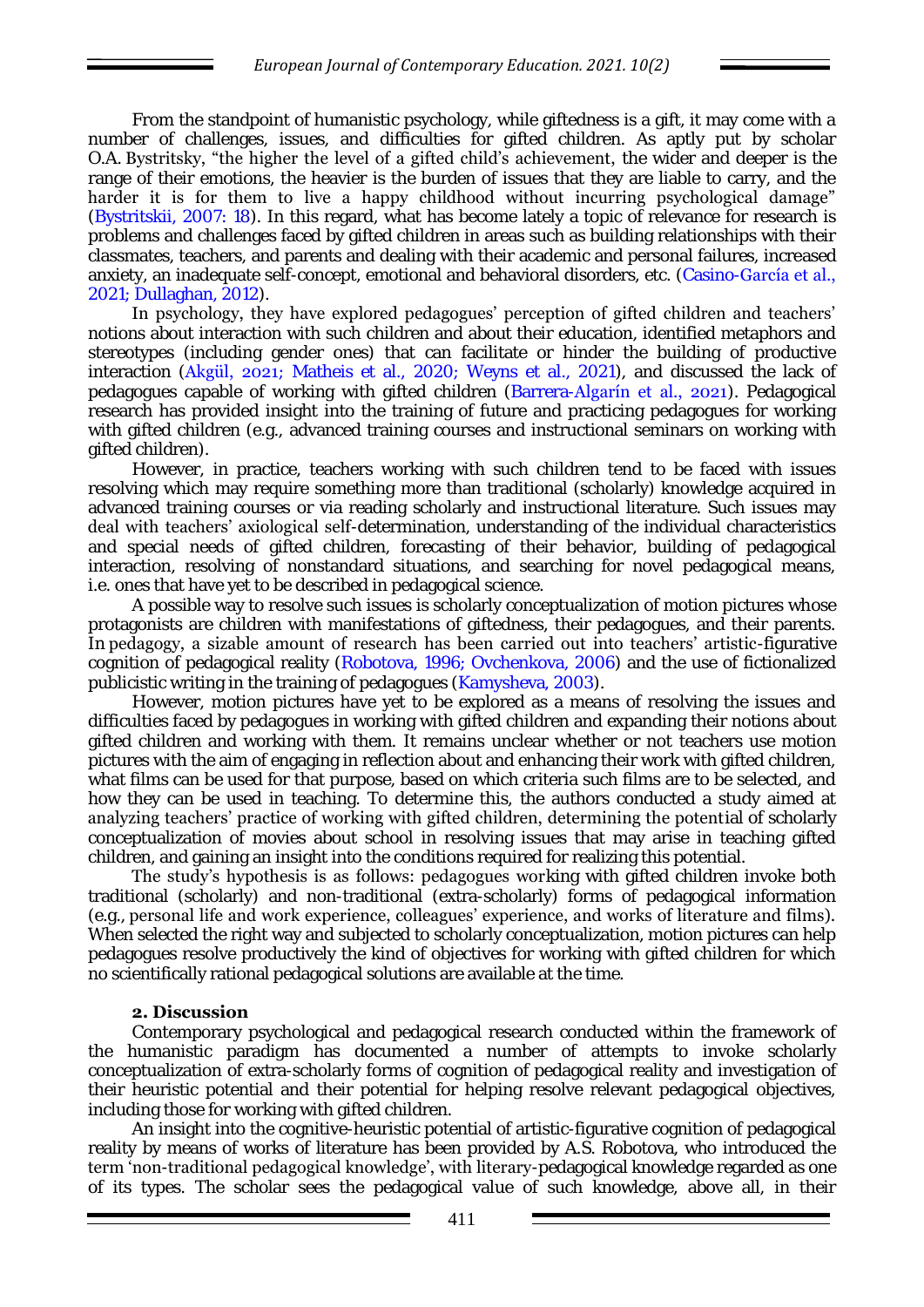From the standpoint of humanistic psychology, while giftedness is a gift, it may come with a number of challenges, issues, and difficulties for gifted children. As aptly put by scholar O.A. Bystritsky, "the higher the level of a gifted child's achievement, the wider and deeper is the range of their emotions, the heavier is the burden of issues that they are liable to carry, and the harder it is for them to live a happy childhood without incurring psychological damage" (Bystritskii, 2007: 18). In this regard, what has become lately a topic of relevance for research is problems and challenges faced by gifted children in areas such as building relationships with their classmates, teachers, and parents and dealing with their academic and personal failures, increased anxiety, an inadequate self-concept, emotional and behavioral disorders, etc. (Casino-García et al., 2021; Dullaghan, 2012).

In psychology, they have explored pedagogues' perception of gifted children and teachers' notions about interaction with such children and about their education, identified metaphors and stereotypes (including gender ones) that can facilitate or hinder the building of productive interaction (Akgül, 2021; Matheis et al., 2020; Weyns et al., 2021), and discussed the lack of pedagogues capable of working with gifted children (Barrera-Algarín et al., 2021). Pedagogical research has provided insight into the training of future and practicing pedagogues for working with gifted children (e.g., advanced training courses and instructional seminars on working with gifted children).

However, in practice, teachers working with such children tend to be faced with issues resolving which may require something more than traditional (scholarly) knowledge acquired in advanced training courses or via reading scholarly and instructional literature. Such issues may deal with teachers' axiological self-determination, understanding of the individual characteristics and special needs of gifted children, forecasting of their behavior, building of pedagogical interaction, resolving of nonstandard situations, and searching for novel pedagogical means, i.e. ones that have yet to be described in pedagogical science.

A possible way to resolve such issues is scholarly conceptualization of motion pictures whose protagonists are children with manifestations of giftedness, their pedagogues, and their parents. In pedagogy, a sizable amount of research has been carried out into teachers' artistic-figurative cognition of pedagogical reality (Robotova, 1996; Ovchenkova, 2006) and the use of fictionalized publicistic writing in the training of pedagogues (Kamysheva, 2003).

However, motion pictures have yet to be explored as a means of resolving the issues and difficulties faced by pedagogues in working with gifted children and expanding their notions about gifted children and working with them. It remains unclear whether or not teachers use motion pictures with the aim of engaging in reflection about and enhancing their work with gifted children, what films can be used for that purpose, based on which criteria such films are to be selected, and how they can be used in teaching. To determine this, the authors conducted a study aimed at analyzing teachers' practice of working with gifted children, determining the potential of scholarly conceptualization of movies about school in resolving issues that may arise in teaching gifted children, and gaining an insight into the conditions required for realizing this potential.

The study's hypothesis is as follows: pedagogues working with gifted children invoke both traditional (scholarly) and non-traditional (extra-scholarly) forms of pedagogical information (e.g., personal life and work experience, colleagues' experience, and works of literature and films). When selected the right way and subjected to scholarly conceptualization, motion pictures can help pedagogues resolve productively the kind of objectives for working with gifted children for which no scientifically rational pedagogical solutions are available at the time.

## 2. Discussion

Contemporary psychological and pedagogical research conducted within the framework of the humanistic paradigm has documented a number of attempts to invoke scholarly conceptualization of extra-scholarly forms of cognition of pedagogical reality and investigation of their heuristic potential and their potential for helping resolve relevant pedagogical objectives, including those for working with gifted children.

An insight into the cognitive-heuristic potential of artistic-figurative cognition of pedagogical reality by means of works of literature has been provided by A.S. Robotova, who introduced the term 'non-traditional pedagogical knowledge', with literary-pedagogical knowledge regarded as one of its types. The scholar sees the pedagogical value of such knowledge, above all, in their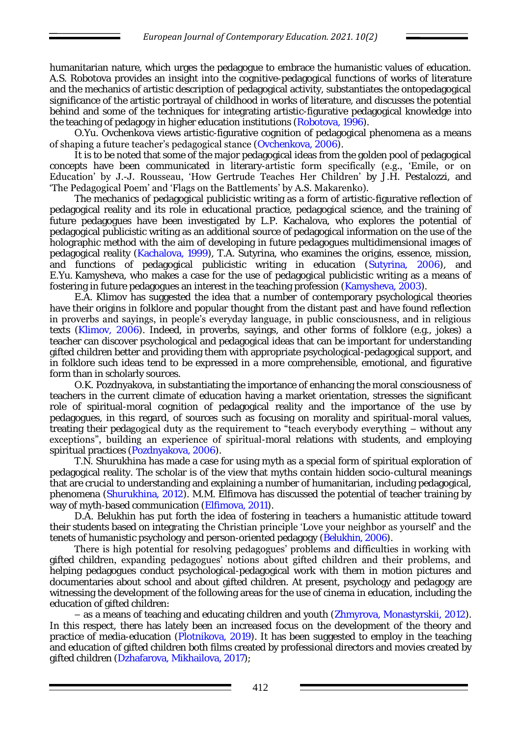humanitarian nature, which urges the pedagogue to embrace the humanistic values of education. A.S. Robotova provides an insight into the cognitive-pedagogical functions of works of literature and the mechanics of artistic description of pedagogical activity, substantiates the ontopedagogical significance of the artistic portrayal of childhood in works of literature, and discusses the potential behind and some of the techniques for integrating artistic-figurative pedagogical knowledge into the teaching of pedagogy in higher education institutions (Robotova, 1996).

O.Yu. Ovchenkova views artistic-figurative cognition of pedagogical phenomena as a means of shaping a future teacher's pedagogical stance (Ovchenkova, 2006).

It is to be noted that some of the major pedagogical ideas from the golden pool of pedagogical concepts have been communicated in literary-artistic form specifically (e.g., 'Emile, or on Education' by J.-J. Rousseau, 'How Gertrude Teaches Her Children' by J.H. Pestalozzi, and 'The Pedagogical Poem' and 'Flags on the Battlements' by A.S. Makarenko).

The mechanics of pedagogical publicistic writing as a form of artistic-figurative reflection of pedagogical reality and its role in educational practice, pedagogical science, and the training of future pedagogues have been investigated by L.P. Kachalova, who explores the potential of pedagogical publicistic writing as an additional source of pedagogical information on the use of the holographic method with the aim of developing in future pedagogues multidimensional images of pedagogical reality (Kachalova, 1999), T.A. Sutyrina, who examines the origins, essence, mission, and functions of pedagogical publicistic writing in education (Sutyrina, 2006), and E.Yu. Kamysheva, who makes a case for the use of pedagogical publicistic writing as a means of fostering in future pedagogues an interest in the teaching profession (Kamysheva, 2003).

E.A. Klimov has suggested the idea that a number of contemporary psychological theories have their origins in folklore and popular thought from the distant past and have found reflection in proverbs and sayings, in people's everyday language, in public consciousness, and in religious texts (Klimov, 2006). Indeed, in proverbs, sayings, and other forms of folklore (e.g., jokes) a teacher can discover psychological and pedagogical ideas that can be important for understanding gifted children better and providing them with appropriate psychological-pedagogical support, and in folklore such ideas tend to be expressed in a more comprehensible, emotional, and figurative form than in scholarly sources.

O.K. Pozdnyakova, in substantiating the importance of enhancing the moral consciousness of teachers in the current climate of education having a market orientation, stresses the significant role of spiritual-moral cognition of pedagogical reality and the importance of the use by pedagogues, in this regard, of sources such as focusing on morality and spiritual-moral values, treating their pedagogical duty as the requirement to "teach everybody everything – without any exceptions", building an experience of spiritual-moral relations with students, and employing spiritual practices (Pozdnyakova, 2006).

T.N. Shurukhina has made a case for using myth as a special form of spiritual exploration of pedagogical reality. The scholar is of the view that myths contain hidden socio-cultural meanings that are crucial to understanding and explaining a number of humanitarian, including pedagogical, phenomena (Shurukhina, 2012). M.M. Elfimova has discussed the potential of teacher training by way of myth-based communication (Elfimova, 2011).

D.A. Belukhin has put forth the idea of fostering in teachers a humanistic attitude toward their students based on integrating the Christian principle 'Love your neighbor as yourself' and the tenets of humanistic psychology and person-oriented pedagogy (Belukhin, 2006).

There is high potential for resolving pedagogues' problems and difficulties in working with gifted children, expanding pedagogues' notions about gifted children and their problems, and helping pedagogues conduct psychological-pedagogical work with them in motion pictures and documentaries about school and about gifted children. At present, psychology and pedagogy are witnessing the development of the following areas for the use of cinema in education, including the education of gifted children:

– as a means of teaching and educating children and youth (Zhmyrova, Monastyrskii, 2012). In this respect, there has lately been an increased focus on the development of the theory and practice of media-education (Plotnikova, 2019). It has been suggested to employ in the teaching and education of gifted children both films created by professional directors and movies created by gifted children (Dzhafarova, Mikhailova, 2017);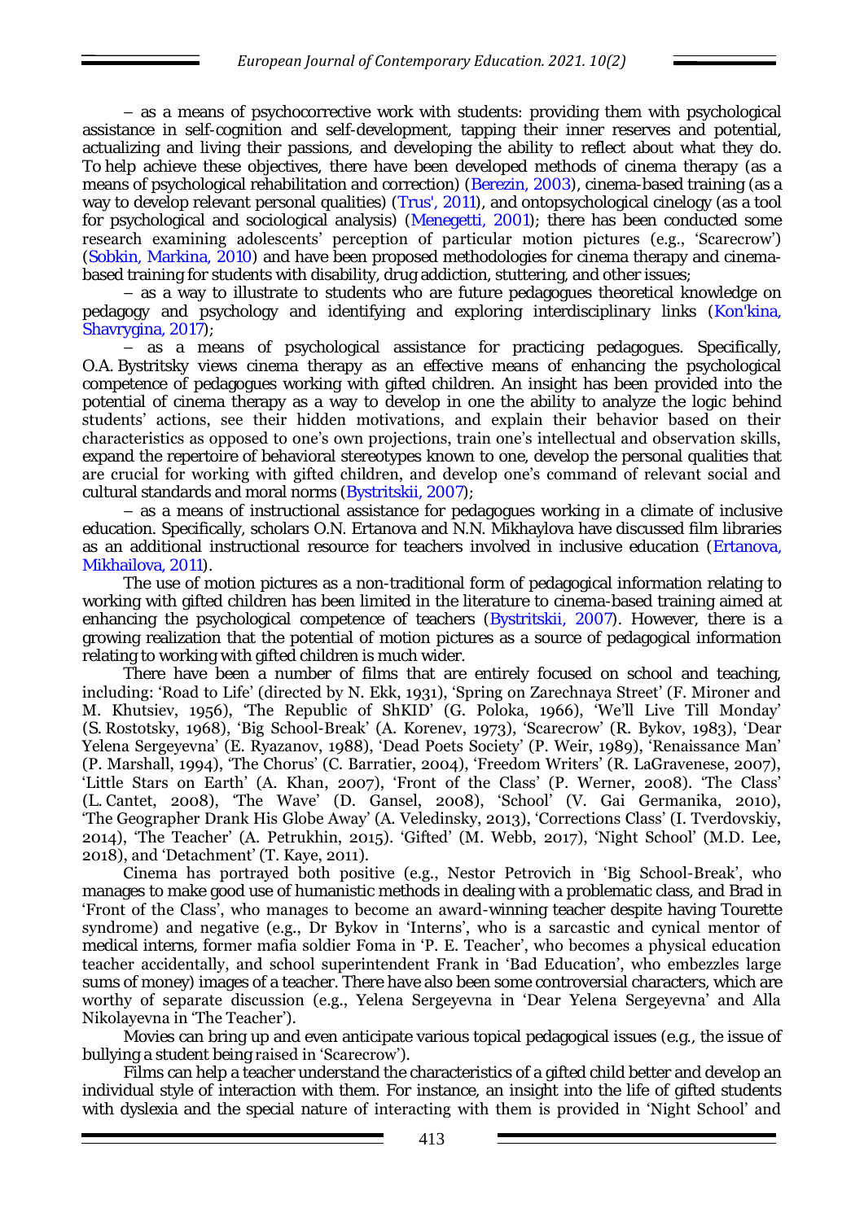– as a means of psychocorrective work with students: providing them with psychological assistance in self-cognition and self-development, tapping their inner reserves and potential, actualizing and living their passions, and developing the ability to reflect about what they do. To help achieve these objectives, there have been developed methods of cinema therapy (as a means of psychological rehabilitation and correction) (Berezin, 2003), cinema-based training (as a way to develop relevant personal qualities) (Trus', 2011), and ontopsychological cinelogy (as a tool for psychological and sociological analysis) (Menegetti, 2001); there has been conducted some research examining adolescents' perception of particular motion pictures (e.g., 'Scarecrow') (Sobkin, Markina, 2010) and have been proposed methodologies for cinema therapy and cinema-based training for students with disability, drug addiction, stuttering, and other issues;

– as a way to illustrate to students who are future pedagogues theoretical knowledge on pedagogy and psychology and identifying and exploring interdisciplinary links (Kon'kina, Shavrygina, 2017);

– as a means of psychological assistance for practicing pedagogues. Specifically, O.A. Bystritsky views cinema therapy as an effective means of enhancing the psychological competence of pedagogues working with gifted children. An insight has been provided into the potential of cinema therapy as a way to develop in one the ability to analyze the logic behind students' actions, see their hidden motivations, and explain their behavior based on their characteristics as opposed to one's own projections, train one's intellectual and observation skills, expand the repertoire of behavioral stereotypes known to one, develop the personal qualities that are crucial for working with gifted children, and develop one's command of relevant social and cultural standards and moral norms (Bystritskii, 2007);

– as a means of instructional assistance for pedagogues working in a climate of inclusive education. Specifically, scholars O.N. Ertanova and N.N. Mikhaylova have discussed film libraries as an additional instructional resource for teachers involved in inclusive education (Ertanova, Mikhailova, 2011).

The use of motion pictures as a non-traditional form of pedagogical information relating to working with gifted children has been limited in the literature to cinema-based training aimed at enhancing the psychological competence of teachers (Bystritskii, 2007). However, there is a growing realization that the potential of motion pictures as a source of pedagogical information relating to working with gifted children is much wider.

There have been a number of films that are entirely focused on school and teaching, including: 'Road to Life' (directed by N. Ekk, 1931), 'Spring on Zarechnaya Street' (F. Mironer and M. Khutsiev, 1956), 'The Republic of ShKID' (G. Poloka, 1966), 'We'll Live Till Monday' (S. Rostotsky, 1968), 'Big School-Break' (A. Korenev, 1973), 'Scarecrow' (R. Bykov, 1983), 'Dear Yelena Sergeyevna' (E. Ryazanov, 1988), 'Dead Poets Society' (P. Weir, 1989), 'Renaissance Man' (P. Marshall, 1994), 'The Chorus' (C. Barratier, 2004), 'Freedom Writers' (R. LaGravenese, 2007), 'Little Stars on Earth' (A. Khan, 2007), 'Front of the Class' (P. Werner, 2008). 'The Class' (L. Cantet, 2008), 'The Wave' (D. Gansel, 2008), 'School' (V. Gai Germanika, 2010), 'The Geographer Drank His Globe Away' (A. Veledinsky, 2013), 'Corrections Class' (I. Tverdovskiy, 2014), 'The Teacher' (A. Petrukhin, 2015). 'Gifted' (M. Webb, 2017), 'Night School' (M.D. Lee, 2018), and 'Detachment' (T. Kaye, 2011).

Cinema has portrayed both positive (e.g., Nestor Petrovich in 'Big School-Break', who manages to make good use of humanistic methods in dealing with a problematic class, and Brad in 'Front of the Class', who manages to become an award-winning teacher despite having Tourette syndrome) and negative (e.g., Dr Bykov in 'Interns', who is a sarcastic and cynical mentor of medical interns, former mafia soldier Foma in 'P. E. Teacher', who becomes a physical education teacher accidentally, and school superintendent Frank in 'Bad Education', who embezzles large sums of money) images of a teacher. There have also been some controversial characters, which are worthy of separate discussion (e.g., Yelena Sergeyevna in 'Dear Yelena Sergeyevna' and Alla Nikolayevna in 'The Teacher').

Movies can bring up and even anticipate various topical pedagogical issues (e.g., the issue of bullying a student being raised in 'Scarecrow').

Films can help a teacher understand the characteristics of a gifted child better and develop an individual style of interaction with them. For instance, an insight into the life of gifted students with dyslexia and the special nature of interacting with them is provided in 'Night School' and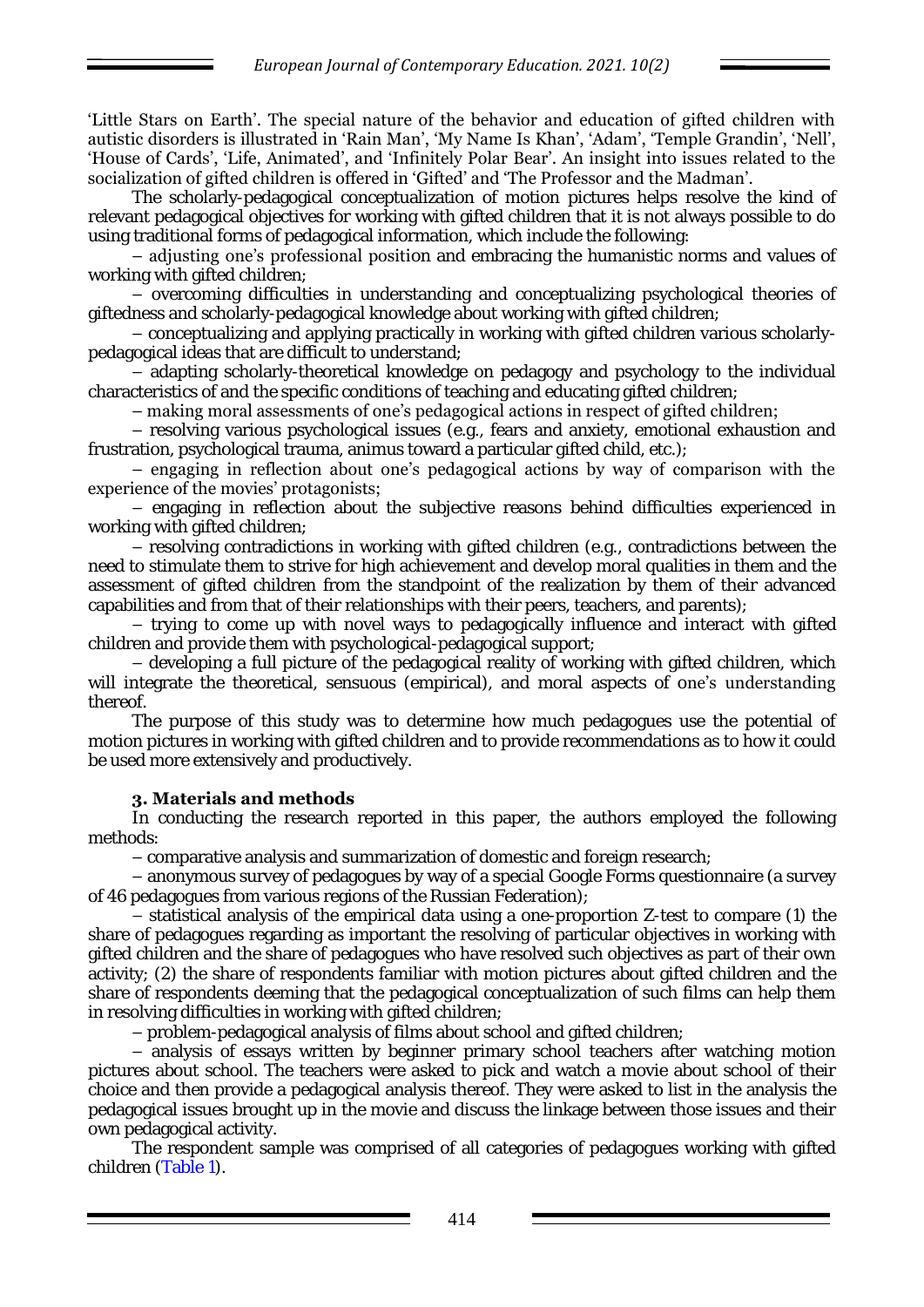'Little Stars on Earth'. The special nature of the behavior and education of gifted children with autistic disorders is illustrated in 'Rain Man', 'My Name Is Khan', 'Adam', 'Temple Grandin', 'Nell', 'House of Cards', 'Life, Animated', and 'Infinitely Polar Bear'. An insight into issues related to the socialization of gifted children is offered in 'Gifted' and 'The Professor and the Madman'.

The scholarly-pedagogical conceptualization of motion pictures helps resolve the kind of relevant pedagogical objectives for working with gifted children that it is not always possible to do using traditional forms of pedagogical information, which include the following:

– adjusting one's professional position and embracing the humanistic norms and values of working with gifted children;

– overcoming difficulties in understanding and conceptualizing psychological theories of giftedness and scholarly-pedagogical knowledge about working with gifted children;

– conceptualizing and applying practically in working with gifted children various scholarly-pedagogical ideas that are difficult to understand;

– adapting scholarly-theoretical knowledge on pedagogy and psychology to the individual characteristics of and the specific conditions of teaching and educating gifted children;

– making moral assessments of one's pedagogical actions in respect of gifted children;

– resolving various psychological issues (e.g., fears and anxiety, emotional exhaustion and frustration, psychological trauma, animus toward a particular gifted child, etc.);

– engaging in reflection about one's pedagogical actions by way of comparison with the experience of the movies' protagonists;

– engaging in reflection about the subjective reasons behind difficulties experienced in working with gifted children;

– resolving contradictions in working with gifted children (e.g., contradictions between the need to stimulate them to strive for high achievement and develop moral qualities in them and the assessment of gifted children from the standpoint of the realization by them of their advanced capabilities and from that of their relationships with their peers, teachers, and parents);

– trying to come up with novel ways to pedagogically influence and interact with gifted children and provide them with psychological-pedagogical support;

– developing a full picture of the pedagogical reality of working with gifted children, which will integrate the theoretical, sensuous (empirical), and moral aspects of one's understanding thereof.

The purpose of this study was to determine how much pedagogues use the potential of motion pictures in working with gifted children and to provide recommendations as to how it could be used more extensively and productively.

### 3. Materials and methods

In conducting the research reported in this paper, the authors employed the following methods:

– comparative analysis and summarization of domestic and foreign research;

– anonymous survey of pedagogues by way of a special Google Forms questionnaire (a survey of 46 pedagogues from various regions of the Russian Federation);

– statistical analysis of the empirical data using a one-proportion Z-test to compare (1) the share of pedagogues regarding as important the resolving of particular objectives in working with gifted children and the share of pedagogues who have resolved such objectives as part of their own activity; (2) the share of respondents familiar with motion pictures about gifted children and the share of respondents deeming that the pedagogical conceptualization of such films can help them in resolving difficulties in working with gifted children;

– problem-pedagogical analysis of films about school and gifted children;

– analysis of essays written by beginner primary school teachers after watching motion pictures about school. The teachers were asked to pick and watch a movie about school of their choice and then provide a pedagogical analysis thereof. They were asked to list in the analysis the pedagogical issues brought up in the movie and discuss the linkage between those issues and their own pedagogical activity.

The respondent sample was comprised of all categories of pedagogues working with gifted children (Table 1).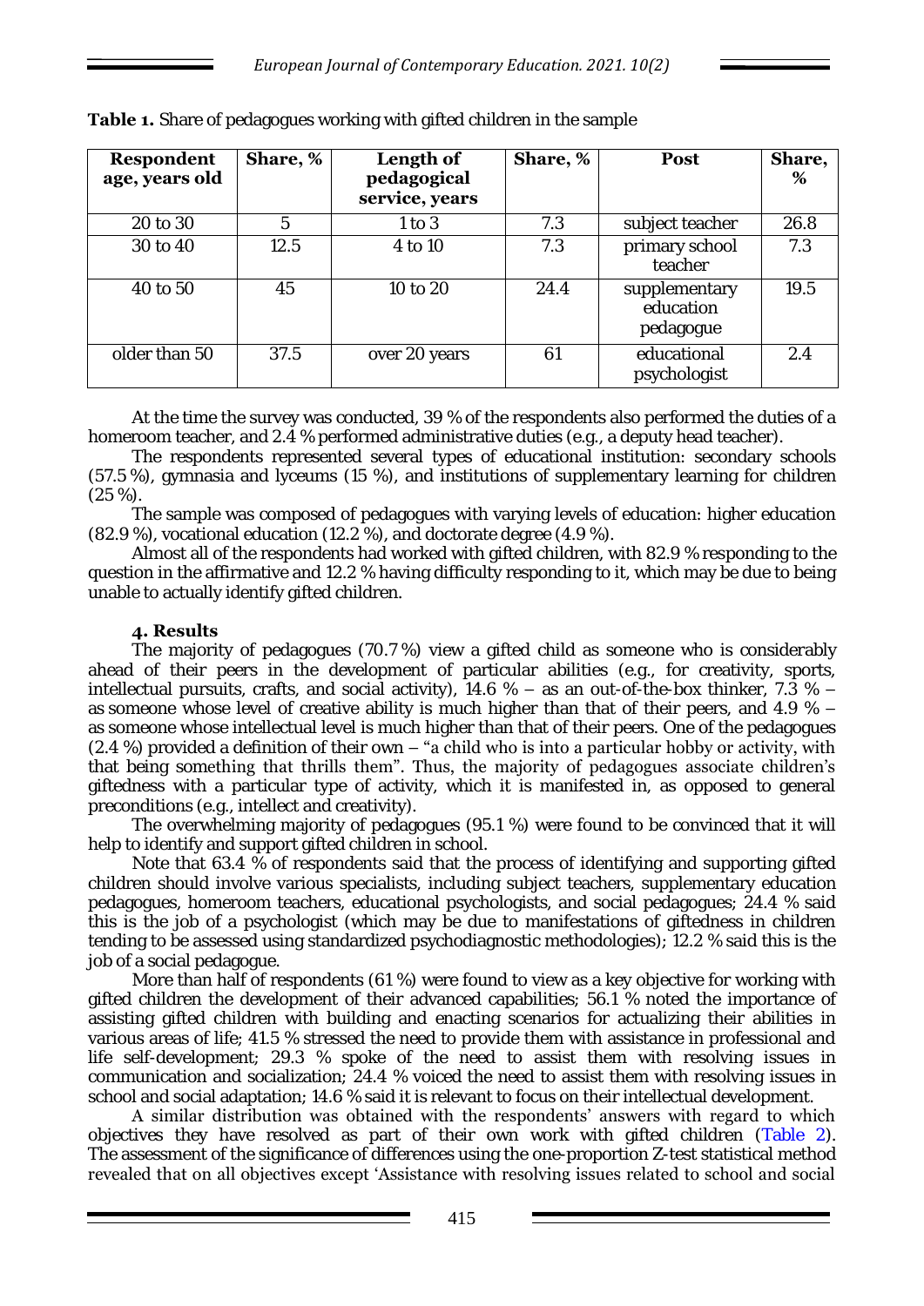**Table 1.** Share of pedagogues working with gifted children in the sample

| Respondent age, years old | Share, % | Length of pedagogical service, years | Share, % | Post | Share, % |
|---|---|---|---|---|---|
| 20 to 30 | 5 | 1 to 3 | 7.3 | subject teacher | 26.8 |
| 30 to 40 | 12.5 | 4 to 10 | 7.3 | primary school teacher | 7.3 |
| 40 to 50 | 45 | 10 to 20 | 24.4 | supplementary education pedagogue | 19.5 |
| older than 50 | 37.5 | over 20 years | 61 | educational psychologist | 2.4 |

At the time the survey was conducted, 39 % of the respondents also performed the duties of a homeroom teacher, and 2.4 % performed administrative duties (e.g., a deputy head teacher).

The respondents represented several types of educational institution: secondary schools (57.5 %), gymnasia and lyceums (15 %), and institutions of supplementary learning for children (25 %).

The sample was composed of pedagogues with varying levels of education: higher education (82.9 %), vocational education (12.2 %), and doctorate degree (4.9 %).

Almost all of the respondents had worked with gifted children, with 82.9 % responding to the question in the affirmative and 12.2 % having difficulty responding to it, which may be due to being unable to actually identify gifted children.

## 4. Results

The majority of pedagogues (70.7 %) view a gifted child as someone who is considerably ahead of their peers in the development of particular abilities (e.g., for creativity, sports, intellectual pursuits, crafts, and social activity), 14.6 % – as an out-of-the-box thinker, 7.3 % – as someone whose level of creative ability is much higher than that of their peers, and 4.9 % – as someone whose intellectual level is much higher than that of their peers. One of the pedagogues (2.4 %) provided a definition of their own – "a child who is into a particular hobby or activity, with that being something that thrills them". Thus, the majority of pedagogues associate children's giftedness with a particular type of activity, which it is manifested in, as opposed to general preconditions (e.g., intellect and creativity).

The overwhelming majority of pedagogues (95.1 %) were found to be convinced that it will help to identify and support gifted children in school.

Note that 63.4 % of respondents said that the process of identifying and supporting gifted children should involve various specialists, including subject teachers, supplementary education pedagogues, homeroom teachers, educational psychologists, and social pedagogues; 24.4 % said this is the job of a psychologist (which may be due to manifestations of giftedness in children tending to be assessed using standardized psychodiagnostic methodologies); 12.2 % said this is the job of a social pedagogue.

More than half of respondents (61 %) were found to view as a key objective for working with gifted children the development of their advanced capabilities; 56.1 % noted the importance of assisting gifted children with building and enacting scenarios for actualizing their abilities in various areas of life; 41.5 % stressed the need to provide them with assistance in professional and life self-development; 29.3 % spoke of the need to assist them with resolving issues in communication and socialization; 24.4 % voiced the need to assist them with resolving issues in school and social adaptation; 14.6 % said it is relevant to focus on their intellectual development.

A similar distribution was obtained with the respondents' answers with regard to which objectives they have resolved as part of their own work with gifted children (Table 2). The assessment of the significance of differences using the one-proportion Z-test statistical method revealed that on all objectives except 'Assistance with resolving issues related to school and social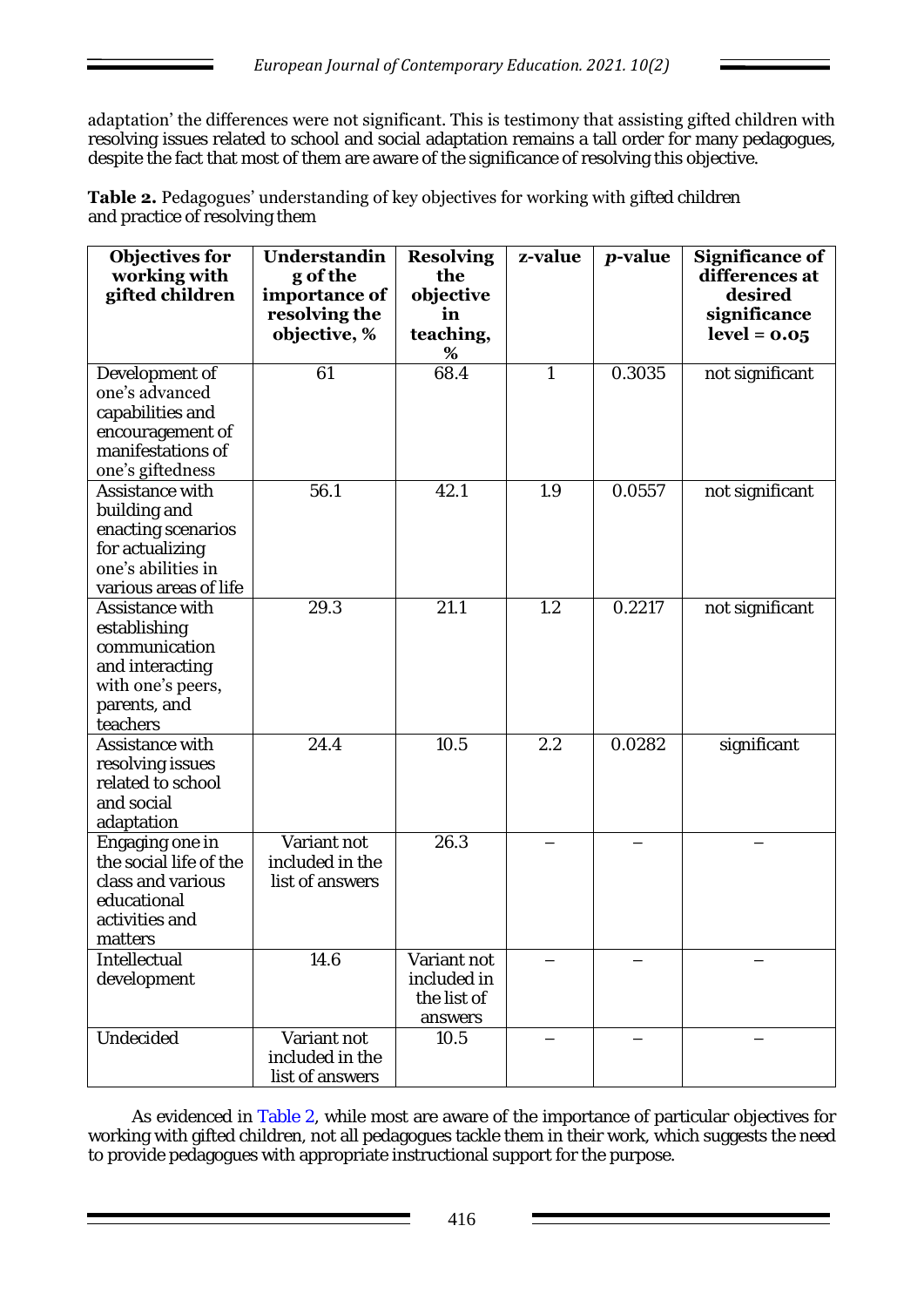adaptation' the differences were not significant. This is testimony that assisting gifted children with resolving issues related to school and social adaptation remains a tall order for many pedagogues, despite the fact that most of them are aware of the significance of resolving this objective.

**Table 2.** Pedagogues' understanding of key objectives for working with gifted children and practice of resolving them

| Objectives for working with gifted children | Understanding of the importance of resolving the objective, % | Resolving the objective in teaching, % | z-value | *p*-value | Significance of differences at desired significance level = 0.05 |
|---|---|---|---|---|---|
| Development of one's advanced capabilities and encouragement of manifestations of one's giftedness | 61 | 68.4 | 1 | 0.3035 | not significant |
| Assistance with building and enacting scenarios for actualizing one's abilities in various areas of life | 56.1 | 42.1 | 1.9 | 0.0557 | not significant |
| Assistance with establishing communication and interacting with one's peers, parents, and teachers | 29.3 | 21.1 | 1.2 | 0.2217 | not significant |
| Assistance with resolving issues related to school and social adaptation | 24.4 | 10.5 | 2.2 | 0.0282 | significant |
| Engaging one in the social life of the class and various educational activities and matters | Variant not included in the list of answers | 26.3 | – | – | – |
| Intellectual development | 14.6 | Variant not included in the list of answers | – | – | – |
| Undecided | Variant not included in the list of answers | 10.5 | – | – | – |

As evidenced in Table 2, while most are aware of the importance of particular objectives for working with gifted children, not all pedagogues tackle them in their work, which suggests the need to provide pedagogues with appropriate instructional support for the purpose.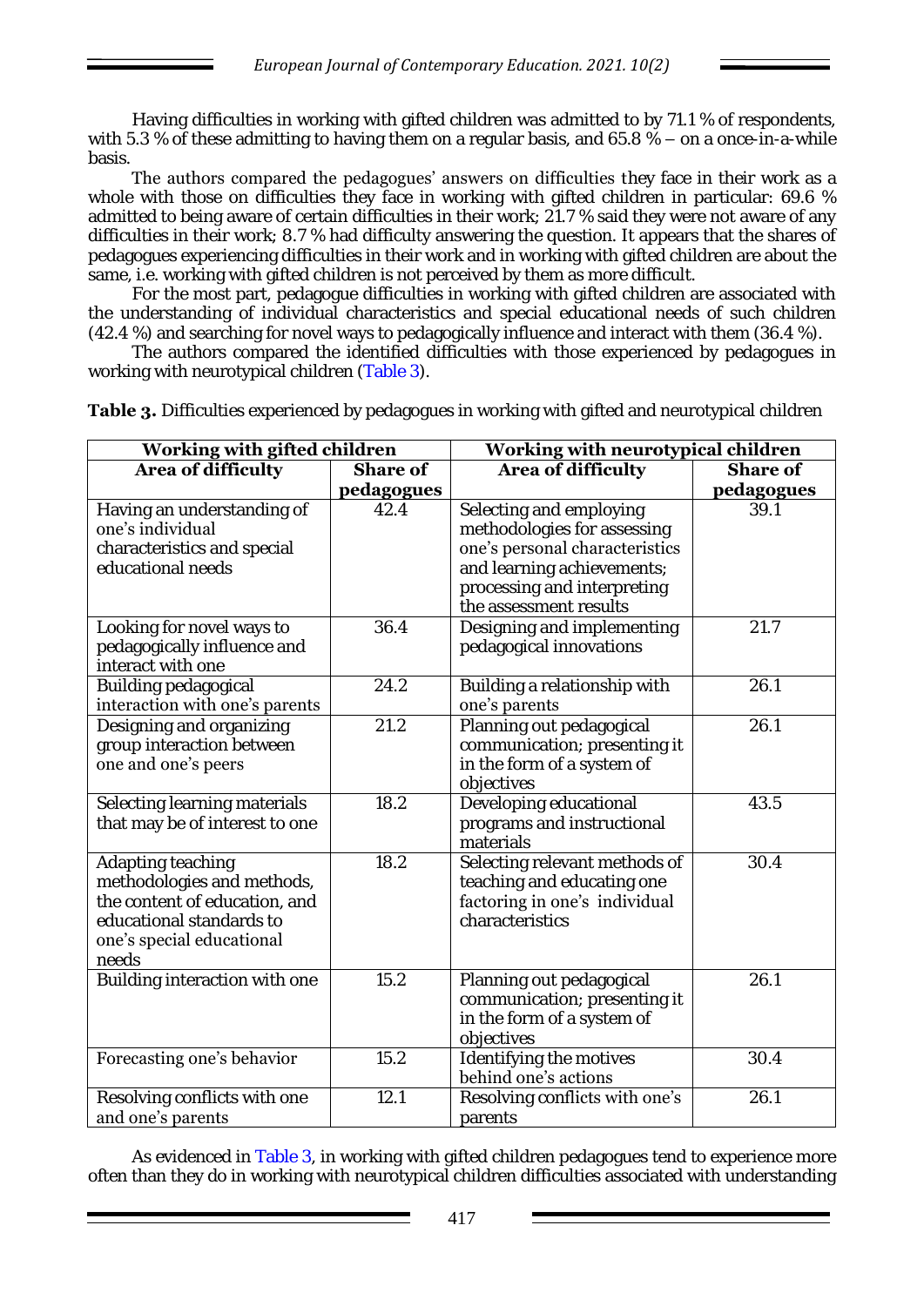Having difficulties in working with gifted children was admitted to by 71.1 % of respondents, with 5.3 % of these admitting to having them on a regular basis, and 65.8 % – on a once-in-a-while basis.

The authors compared the pedagogues' answers on difficulties they face in their work as a whole with those on difficulties they face in working with gifted children in particular: 69.6 % admitted to being aware of certain difficulties in their work; 21.7 % said they were not aware of any difficulties in their work; 8.7 % had difficulty answering the question. It appears that the shares of pedagogues experiencing difficulties in their work and in working with gifted children are about the same, i.e. working with gifted children is not perceived by them as more difficult.

For the most part, pedagogue difficulties in working with gifted children are associated with the understanding of individual characteristics and special educational needs of such children (42.4 %) and searching for novel ways to pedagogically influence and interact with them (36.4 %).

The authors compared the identified difficulties with those experienced by pedagogues in working with neurotypical children (Table 3).

**Table 3.** Difficulties experienced by pedagogues in working with gifted and neurotypical children

| Working with gifted children | | Working with neurotypical children | |
|---|---|---|---|
| **Area of difficulty** | **Share of pedagogues** | **Area of difficulty** | **Share of pedagogues** |
| Having an understanding of one's individual characteristics and special educational needs | 42.4 | Selecting and employing methodologies for assessing one's personal characteristics and learning achievements; processing and interpreting the assessment results | 39.1 |
| Looking for novel ways to pedagogically influence and interact with one | 36.4 | Designing and implementing pedagogical innovations | 21.7 |
| Building pedagogical interaction with one's parents | 24.2 | Building a relationship with one's parents | 26.1 |
| Designing and organizing group interaction between one and one's peers | 21.2 | Planning out pedagogical communication; presenting it in the form of a system of objectives | 26.1 |
| Selecting learning materials that may be of interest to one | 18.2 | Developing educational programs and instructional materials | 43.5 |
| Adapting teaching methodologies and methods, the content of education, and educational standards to one's special educational needs | 18.2 | Selecting relevant methods of teaching and educating one factoring in one's individual characteristics | 30.4 |
| Building interaction with one | 15.2 | Planning out pedagogical communication; presenting it in the form of a system of objectives | 26.1 |
| Forecasting one's behavior | 15.2 | Identifying the motives behind one's actions | 30.4 |
| Resolving conflicts with one and one's parents | 12.1 | Resolving conflicts with one's parents | 26.1 |

As evidenced in Table 3, in working with gifted children pedagogues tend to experience more often than they do in working with neurotypical children difficulties associated with understanding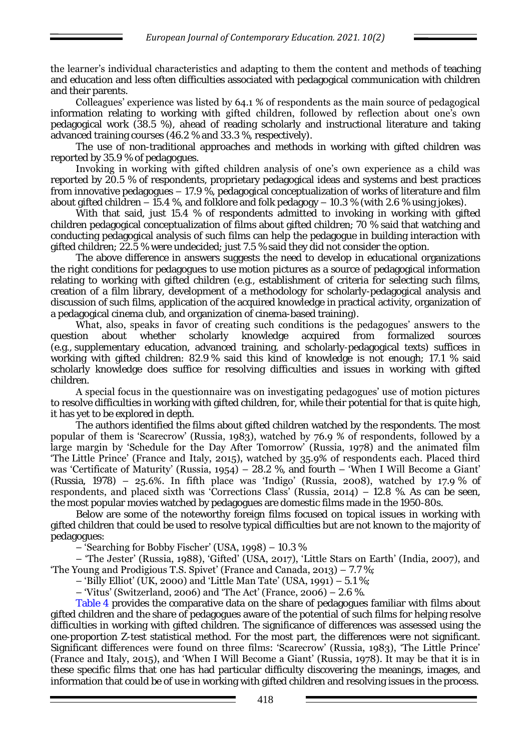the learner's individual characteristics and adapting to them the content and methods of teaching and education and less often difficulties associated with pedagogical communication with children and their parents.

Colleagues' experience was listed by 64.1 % of respondents as the main source of pedagogical information relating to working with gifted children, followed by reflection about one's own pedagogical work (38.5 %), ahead of reading scholarly and instructional literature and taking advanced training courses (46.2 % and 33.3 %, respectively).

The use of non-traditional approaches and methods in working with gifted children was reported by 35.9 % of pedagogues.

Invoking in working with gifted children analysis of one's own experience as a child was reported by 20.5 % of respondents, proprietary pedagogical ideas and systems and best practices from innovative pedagogues – 17.9 %, pedagogical conceptualization of works of literature and film about gifted children – 15.4 %, and folklore and folk pedagogy – 10.3 % (with 2.6 % using jokes).

With that said, just 15.4 % of respondents admitted to invoking in working with gifted children pedagogical conceptualization of films about gifted children; 70 % said that watching and conducting pedagogical analysis of such films can help the pedagogue in building interaction with gifted children; 22.5 % were undecided; just 7.5 % said they did not consider the option.

The above difference in answers suggests the need to develop in educational organizations the right conditions for pedagogues to use motion pictures as a source of pedagogical information relating to working with gifted children (e.g., establishment of criteria for selecting such films, creation of a film library, development of a methodology for scholarly-pedagogical analysis and discussion of such films, application of the acquired knowledge in practical activity, organization of a pedagogical cinema club, and organization of cinema-based training).

What, also, speaks in favor of creating such conditions is the pedagogues' answers to the question about whether scholarly knowledge acquired from formalized sources (e.g., supplementary education, advanced training, and scholarly-pedagogical texts) suffices in working with gifted children: 82.9 % said this kind of knowledge is not enough; 17.1 % said scholarly knowledge does suffice for resolving difficulties and issues in working with gifted children.

A special focus in the questionnaire was on investigating pedagogues' use of motion pictures to resolve difficulties in working with gifted children, for, while their potential for that is quite high, it has yet to be explored in depth.

The authors identified the films about gifted children watched by the respondents. The most popular of them is 'Scarecrow' (Russia, 1983), watched by 76.9 % of respondents, followed by a large margin by 'Schedule for the Day After Tomorrow' (Russia, 1978) and the animated film 'The Little Prince' (France and Italy, 2015), watched by 35.9% of respondents each. Placed third was 'Certificate of Maturity' (Russia, 1954) – 28.2 %, and fourth – 'When I Will Become a Giant' (Russia, 1978) – 25.6%. In fifth place was 'Indigo' (Russia, 2008), watched by 17.9 % of respondents, and placed sixth was 'Corrections Class' (Russia, 2014) – 12.8 %. As can be seen, the most popular movies watched by pedagogues are domestic films made in the 1950-80s.

Below are some of the noteworthy foreign films focused on topical issues in working with gifted children that could be used to resolve typical difficulties but are not known to the majority of pedagogues:

– 'Searching for Bobby Fischer' (USA, 1998) – 10.3 %

– 'The Jester' (Russia, 1988), 'Gifted' (USA, 2017), 'Little Stars on Earth' (India, 2007), and 'The Young and Prodigious T.S. Spivet' (France and Canada, 2013) – 7.7 %;

– 'Billy Elliot' (UK, 2000) and 'Little Man Tate' (USA, 1991) – 5.1 %;

– 'Vitus' (Switzerland, 2006) and 'The Act' (France, 2006) – 2.6 %.

Table 4 provides the comparative data on the share of pedagogues familiar with films about gifted children and the share of pedagogues aware of the potential of such films for helping resolve difficulties in working with gifted children. The significance of differences was assessed using the one-proportion Z-test statistical method. For the most part, the differences were not significant. Significant differences were found on three films: 'Scarecrow' (Russia, 1983), 'The Little Prince' (France and Italy, 2015), and 'When I Will Become a Giant' (Russia, 1978). It may be that it is in these specific films that one has had particular difficulty discovering the meanings, images, and information that could be of use in working with gifted children and resolving issues in the process.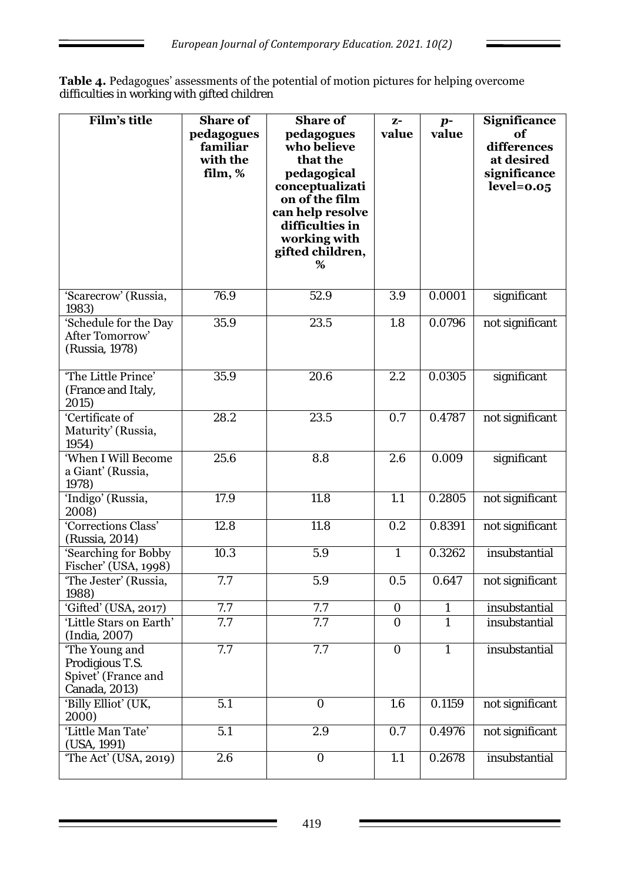**Table 4.** Pedagogues' assessments of the potential of motion pictures for helping overcome difficulties in working with gifted children

| Film's title | Share of pedagogues familiar with the film, % | Share of pedagogues who believe that the pedagogical conceptualization of the film can help resolve difficulties in working with gifted children, % | z-value | *p*-value | Significance of differences at desired significance level=0.05 |
|---|---|---|---|---|---|
| 'Scarecrow' (Russia, 1983) | 76.9 | 52.9 | 3.9 | 0.0001 | significant |
| 'Schedule for the Day After Tomorrow' (Russia, 1978) | 35.9 | 23.5 | 1.8 | 0.0796 | not significant |
| 'The Little Prince' (France and Italy, 2015) | 35.9 | 20.6 | 2.2 | 0.0305 | significant |
| 'Certificate of Maturity' (Russia, 1954) | 28.2 | 23.5 | 0.7 | 0.4787 | not significant |
| 'When I Will Become a Giant' (Russia, 1978) | 25.6 | 8.8 | 2.6 | 0.009 | significant |
| 'Indigo' (Russia, 2008) | 17.9 | 11.8 | 1.1 | 0.2805 | not significant |
| 'Corrections Class' (Russia, 2014) | 12.8 | 11.8 | 0.2 | 0.8391 | not significant |
| 'Searching for Bobby Fischer' (USA, 1998) | 10.3 | 5.9 | 1 | 0.3262 | insubstantial |
| 'The Jester' (Russia, 1988) | 7.7 | 5.9 | 0.5 | 0.647 | not significant |
| 'Gifted' (USA, 2017) | 7.7 | 7.7 | 0 | 1 | insubstantial |
| 'Little Stars on Earth' (India, 2007) | 7.7 | 7.7 | 0 | 1 | insubstantial |
| 'The Young and Prodigious T.S. Spivet' (France and Canada, 2013) | 7.7 | 7.7 | 0 | 1 | insubstantial |
| 'Billy Elliot' (UK, 2000) | 5.1 | 0 | 1.6 | 0.1159 | not significant |
| 'Little Man Tate' (USA, 1991) | 5.1 | 2.9 | 0.7 | 0.4976 | not significant |
| 'The Act' (USA, 2019) | 2.6 | 0 | 1.1 | 0.2678 | insubstantial |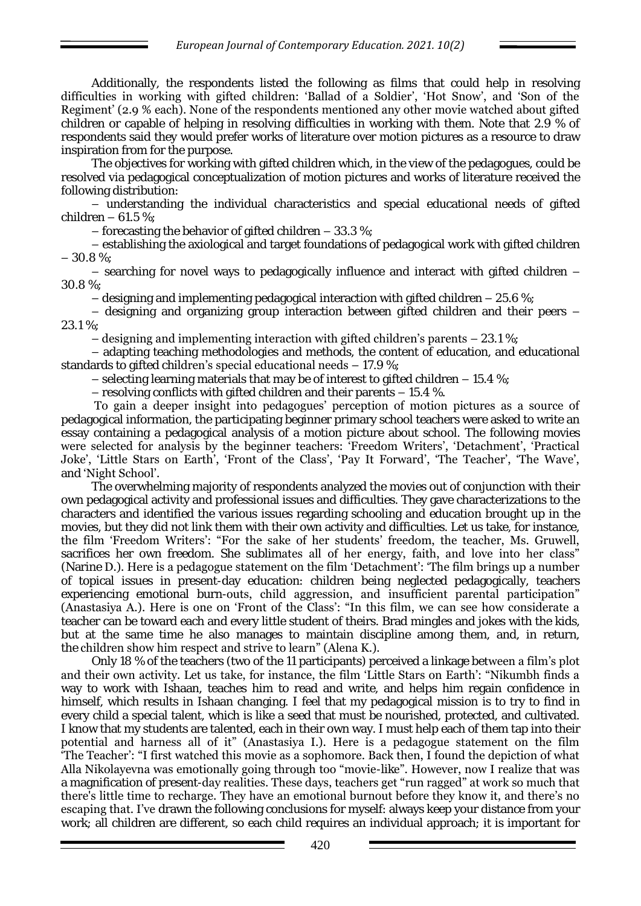Additionally, the respondents listed the following as films that could help in resolving difficulties in working with gifted children: 'Ballad of a Soldier', 'Hot Snow', and 'Son of the Regiment' (2.9 % each). None of the respondents mentioned any other movie watched about gifted children or capable of helping in resolving difficulties in working with them. Note that 2.9 % of respondents said they would prefer works of literature over motion pictures as a resource to draw inspiration from for the purpose.

The objectives for working with gifted children which, in the view of the pedagogues, could be resolved via pedagogical conceptualization of motion pictures and works of literature received the following distribution:

– understanding the individual characteristics and special educational needs of gifted children – 61.5 %;

– forecasting the behavior of gifted children – 33.3 %;

– establishing the axiological and target foundations of pedagogical work with gifted children – 30.8 %;

– searching for novel ways to pedagogically influence and interact with gifted children – 30.8 %;

– designing and implementing pedagogical interaction with gifted children – 25.6 %;

– designing and organizing group interaction between gifted children and their peers – 23.1 %;

– designing and implementing interaction with gifted children's parents – 23.1 %;

– adapting teaching methodologies and methods, the content of education, and educational standards to gifted children's special educational needs – 17.9 %;

– selecting learning materials that may be of interest to gifted children – 15.4 %;

– resolving conflicts with gifted children and their parents – 15.4 %.

To gain a deeper insight into pedagogues' perception of motion pictures as a source of pedagogical information, the participating beginner primary school teachers were asked to write an essay containing a pedagogical analysis of a motion picture about school. The following movies were selected for analysis by the beginner teachers: 'Freedom Writers', 'Detachment', 'Practical Joke', 'Little Stars on Earth', 'Front of the Class', 'Pay It Forward', 'The Teacher', 'The Wave', and 'Night School'.

The overwhelming majority of respondents analyzed the movies out of conjunction with their own pedagogical activity and professional issues and difficulties. They gave characterizations to the characters and identified the various issues regarding schooling and education brought up in the movies, but they did not link them with their own activity and difficulties. Let us take, for instance, the film 'Freedom Writers': "For the sake of her students' freedom, the teacher, Ms. Gruwell, sacrifices her own freedom. She sublimates all of her energy, faith, and love into her class" (Narine D.). Here is a pedagogue statement on the film 'Detachment': 'The film brings up a number of topical issues in present-day education: children being neglected pedagogically, teachers experiencing emotional burn-outs, child aggression, and insufficient parental participation" (Anastasiya A.). Here is one on 'Front of the Class': "In this film, we can see how considerate a teacher can be toward each and every little student of theirs. Brad mingles and jokes with the kids, but at the same time he also manages to maintain discipline among them, and, in return, the children show him respect and strive to learn" (Alena K.).

Only 18 % of the teachers (two of the 11 participants) perceived a linkage between a film's plot and their own activity. Let us take, for instance, the film 'Little Stars on Earth': "Nikumbh finds a way to work with Ishaan, teaches him to read and write, and helps him regain confidence in himself, which results in Ishaan changing. I feel that my pedagogical mission is to try to find in every child a special talent, which is like a seed that must be nourished, protected, and cultivated. I know that my students are talented, each in their own way. I must help each of them tap into their potential and harness all of it" (Anastasiya I.). Here is a pedagogue statement on the film 'The Teacher': "I first watched this movie as a sophomore. Back then, I found the depiction of what Alla Nikolayevna was emotionally going through too "movie-like". However, now I realize that was a magnification of present-day realities. These days, teachers get "run ragged" at work so much that there's little time to recharge. They have an emotional burnout before they know it, and there's no escaping that. I've drawn the following conclusions for myself: always keep your distance from your work; all children are different, so each child requires an individual approach; it is important for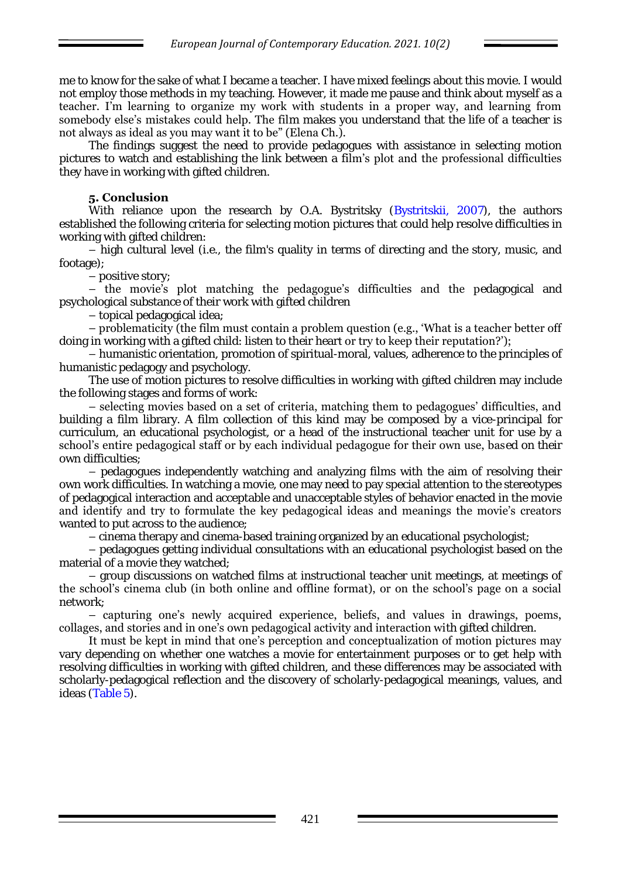me to know for the sake of what I became a teacher. I have mixed feelings about this movie. I would not employ those methods in my teaching. However, it made me pause and think about myself as a teacher. I'm learning to organize my work with students in a proper way, and learning from somebody else's mistakes could help. The film makes you understand that the life of a teacher is not always as ideal as you may want it to be" (Elena Ch.).

The findings suggest the need to provide pedagogues with assistance in selecting motion pictures to watch and establishing the link between a film's plot and the professional difficulties they have in working with gifted children.

## 5. Conclusion

With reliance upon the research by O.A. Bystritsky (Bystritskii, 2007), the authors established the following criteria for selecting motion pictures that could help resolve difficulties in working with gifted children:

– high cultural level (i.e., the film's quality in terms of directing and the story, music, and footage);

– positive story;

– the movie's plot matching the pedagogue's difficulties and the pedagogical and psychological substance of their work with gifted children

– topical pedagogical idea;

– problematicity (the film must contain a problem question (e.g., 'What is a teacher better off doing in working with a gifted child: listen to their heart or try to keep their reputation?');

– humanistic orientation, promotion of spiritual-moral, values, adherence to the principles of humanistic pedagogy and psychology.

The use of motion pictures to resolve difficulties in working with gifted children may include the following stages and forms of work:

– selecting movies based on a set of criteria, matching them to pedagogues' difficulties, and building a film library. A film collection of this kind may be composed by a vice-principal for curriculum, an educational psychologist, or a head of the instructional teacher unit for use by a school's entire pedagogical staff or by each individual pedagogue for their own use, based on their own difficulties;

– pedagogues independently watching and analyzing films with the aim of resolving their own work difficulties. In watching a movie, one may need to pay special attention to the stereotypes of pedagogical interaction and acceptable and unacceptable styles of behavior enacted in the movie and identify and try to formulate the key pedagogical ideas and meanings the movie's creators wanted to put across to the audience;

– cinema therapy and cinema-based training organized by an educational psychologist;

– pedagogues getting individual consultations with an educational psychologist based on the material of a movie they watched;

– group discussions on watched films at instructional teacher unit meetings, at meetings of the school's cinema club (in both online and offline format), or on the school's page on a social network;

– capturing one's newly acquired experience, beliefs, and values in drawings, poems, collages, and stories and in one's own pedagogical activity and interaction with gifted children.

It must be kept in mind that one's perception and conceptualization of motion pictures may vary depending on whether one watches a movie for entertainment purposes or to get help with resolving difficulties in working with gifted children, and these differences may be associated with scholarly-pedagogical reflection and the discovery of scholarly-pedagogical meanings, values, and ideas (Table 5).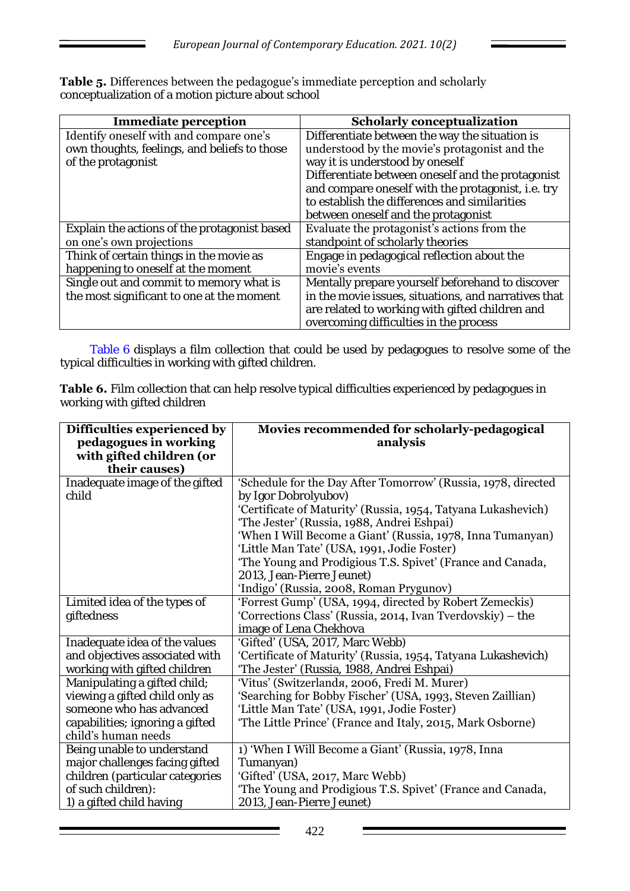**Table 5.** Differences between the pedagogue's immediate perception and scholarly conceptualization of a motion picture about school

| Immediate perception | Scholarly conceptualization |
|---|---|
| Identify oneself with and compare one's own thoughts, feelings, and beliefs to those of the protagonist | Differentiate between the way the situation is understood by the movie's protagonist and the way it is understood by oneself<br>Differentiate between oneself and the protagonist and compare oneself with the protagonist, i.e. try to establish the differences and similarities between oneself and the protagonist |
| Explain the actions of the protagonist based on one's own projections | Evaluate the protagonist's actions from the standpoint of scholarly theories |
| Think of certain things in the movie as happening to oneself at the moment | Engage in pedagogical reflection about the movie's events |
| Single out and commit to memory what is the most significant to one at the moment | Mentally prepare yourself beforehand to discover in the movie issues, situations, and narratives that are related to working with gifted children and overcoming difficulties in the process |

Table 6 displays a film collection that could be used by pedagogues to resolve some of the typical difficulties in working with gifted children.

**Table 6.** Film collection that can help resolve typical difficulties experienced by pedagogues in working with gifted children

| Difficulties experienced by pedagogues in working with gifted children (or their causes) | Movies recommended for scholarly-pedagogical analysis |
|---|---|
| Inadequate image of the gifted child | 'Schedule for the Day After Tomorrow' (Russia, 1978, directed by Igor Dobrolyubov)<br>'Certificate of Maturity' (Russia, 1954, Tatyana Lukashevich)<br>'The Jester' (Russia, 1988, Andrei Eshpai)<br>'When I Will Become a Giant' (Russia, 1978, Inna Tumanyan)<br>'Little Man Tate' (USA, 1991, Jodie Foster)<br>'The Young and Prodigious T.S. Spivet' (France and Canada, 2013, Jean-Pierre Jeunet)<br>'Indigo' (Russia, 2008, Roman Prygunov) |
| Limited idea of the types of giftedness | 'Forrest Gump' (USA, 1994, directed by Robert Zemeckis)<br>'Corrections Class' (Russia, 2014, Ivan Tverdovskiy) – the image of Lena Chekhova |
| Inadequate idea of the values and objectives associated with working with gifted children | 'Gifted' (USA, 2017, Marc Webb)<br>'Certificate of Maturity' (Russia, 1954, Tatyana Lukashevich)<br>'The Jester' (Russia, 1988, Andrei Eshpai) |
| Manipulating a gifted child; viewing a gifted child only as someone who has advanced capabilities; ignoring a gifted child's human needs | 'Vitus' (Switzerlandя, 2006, Fredi M. Murer)<br>'Searching for Bobby Fischer' (USA, 1993, Steven Zaillian)<br>'Little Man Tate' (USA, 1991, Jodie Foster)<br>'The Little Prince' (France and Italy, 2015, Mark Osborne) |
| Being unable to understand major challenges facing gifted children (particular categories of such children):<br>1) a gifted child having | 1) 'When I Will Become a Giant' (Russia, 1978, Inna Tumanyan)<br>'Gifted' (USA, 2017, Marc Webb)<br>'The Young and Prodigious T.S. Spivet' (France and Canada, 2013, Jean-Pierre Jeunet) |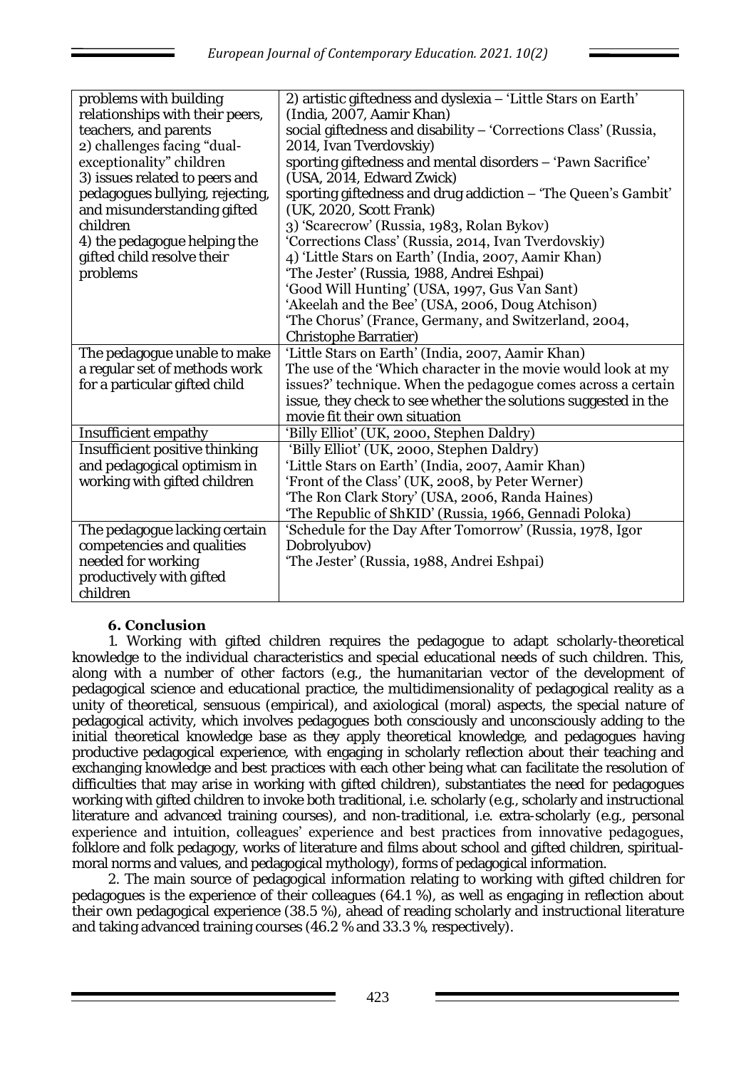| problems with building relationships with their peers, teachers, and parents<br>2) challenges facing "dual-exceptionality" children<br>3) issues related to peers and pedagogues bullying, rejecting, and misunderstanding gifted children<br>4) the pedagogue helping the gifted child resolve their problems | 2) artistic giftedness and dyslexia – 'Little Stars on Earth' (India, 2007, Aamir Khan)<br>social giftedness and disability – 'Corrections Class' (Russia, 2014, Ivan Tverdovskiy)<br>sporting giftedness and mental disorders – 'Pawn Sacrifice' (USA, 2014, Edward Zwick)<br>sporting giftedness and drug addiction – 'The Queen's Gambit' (UK, 2020, Scott Frank)<br>3) 'Scarecrow' (Russia, 1983, Rolan Bykov)<br>'Corrections Class' (Russia, 2014, Ivan Tverdovskiy)<br>4) 'Little Stars on Earth' (India, 2007, Aamir Khan)<br>'The Jester' (Russia, 1988, Andrei Eshpai)<br>'Good Will Hunting' (USA, 1997, Gus Van Sant)<br>'Akeelah and the Bee' (USA, 2006, Doug Atchison)<br>'The Chorus' (France, Germany, and Switzerland, 2004, Christophe Barratier) |
|---|---|
| The pedagogue unable to make a regular set of methods work for a particular gifted child | 'Little Stars on Earth' (India, 2007, Aamir Khan)<br>The use of the 'Which character in the movie would look at my issues?' technique. When the pedagogue comes across a certain issue, they check to see whether the solutions suggested in the movie fit their own situation |
| Insufficient empathy | 'Billy Elliot' (UK, 2000, Stephen Daldry) |
| Insufficient positive thinking and pedagogical optimism in working with gifted children | 'Billy Elliot' (UK, 2000, Stephen Daldry)<br>'Little Stars on Earth' (India, 2007, Aamir Khan)<br>'Front of the Class' (UK, 2008, by Peter Werner)<br>'The Ron Clark Story' (USA, 2006, Randa Haines)<br>'The Republic of ShKID' (Russia, 1966, Gennadi Poloka) |
| The pedagogue lacking certain competencies and qualities needed for working productively with gifted children | 'Schedule for the Day After Tomorrow' (Russia, 1978, Igor Dobrolyubov)<br>'The Jester' (Russia, 1988, Andrei Eshpai) |

## 6. Conclusion

1. Working with gifted children requires the pedagogue to adapt scholarly-theoretical knowledge to the individual characteristics and special educational needs of such children. This, along with a number of other factors (e.g., the humanitarian vector of the development of pedagogical science and educational practice, the multidimensionality of pedagogical reality as a unity of theoretical, sensuous (empirical), and axiological (moral) aspects, the special nature of pedagogical activity, which involves pedagogues both consciously and unconsciously adding to the initial theoretical knowledge base as they apply theoretical knowledge, and pedagogues having productive pedagogical experience, with engaging in scholarly reflection about their teaching and exchanging knowledge and best practices with each other being what can facilitate the resolution of difficulties that may arise in working with gifted children), substantiates the need for pedagogues working with gifted children to invoke both traditional, i.e. scholarly (e.g., scholarly and instructional literature and advanced training courses), and non-traditional, i.e. extra-scholarly (e.g., personal experience and intuition, colleagues' experience and best practices from innovative pedagogues, folklore and folk pedagogy, works of literature and films about school and gifted children, spiritual-moral norms and values, and pedagogical mythology), forms of pedagogical information.

2. The main source of pedagogical information relating to working with gifted children for pedagogues is the experience of their colleagues (64.1 %), as well as engaging in reflection about their own pedagogical experience (38.5 %), ahead of reading scholarly and instructional literature and taking advanced training courses (46.2 % and 33.3 %, respectively).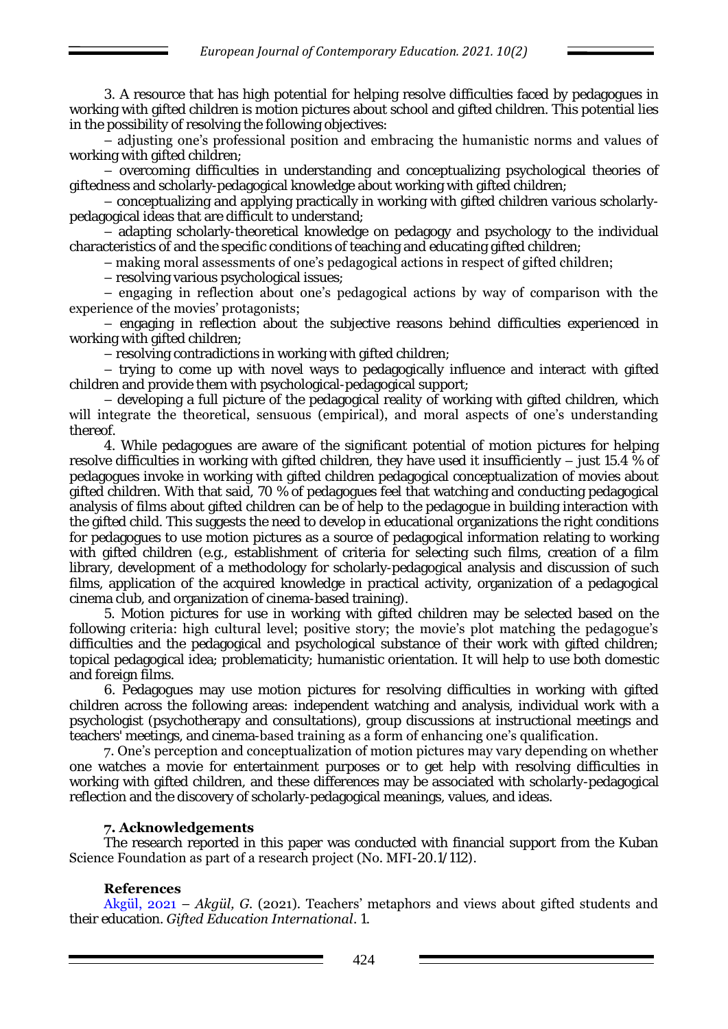3. A resource that has high potential for helping resolve difficulties faced by pedagogues in working with gifted children is motion pictures about school and gifted children. This potential lies in the possibility of resolving the following objectives:

– adjusting one's professional position and embracing the humanistic norms and values of working with gifted children;

– overcoming difficulties in understanding and conceptualizing psychological theories of giftedness and scholarly-pedagogical knowledge about working with gifted children;

– conceptualizing and applying practically in working with gifted children various scholarly-pedagogical ideas that are difficult to understand;

– adapting scholarly-theoretical knowledge on pedagogy and psychology to the individual characteristics of and the specific conditions of teaching and educating gifted children;

– making moral assessments of one's pedagogical actions in respect of gifted children;

– resolving various psychological issues;

– engaging in reflection about one's pedagogical actions by way of comparison with the experience of the movies' protagonists;

– engaging in reflection about the subjective reasons behind difficulties experienced in working with gifted children;

– resolving contradictions in working with gifted children;

– trying to come up with novel ways to pedagogically influence and interact with gifted children and provide them with psychological-pedagogical support;

– developing a full picture of the pedagogical reality of working with gifted children, which will integrate the theoretical, sensuous (empirical), and moral aspects of one's understanding thereof.

4. While pedagogues are aware of the significant potential of motion pictures for helping resolve difficulties in working with gifted children, they have used it insufficiently – just 15.4 % of pedagogues invoke in working with gifted children pedagogical conceptualization of movies about gifted children. With that said, 70 % of pedagogues feel that watching and conducting pedagogical analysis of films about gifted children can be of help to the pedagogue in building interaction with the gifted child. This suggests the need to develop in educational organizations the right conditions for pedagogues to use motion pictures as a source of pedagogical information relating to working with gifted children (e.g., establishment of criteria for selecting such films, creation of a film library, development of a methodology for scholarly-pedagogical analysis and discussion of such films, application of the acquired knowledge in practical activity, organization of a pedagogical cinema club, and organization of cinema-based training).

5. Motion pictures for use in working with gifted children may be selected based on the following criteria: high cultural level; positive story; the movie's plot matching the pedagogue's difficulties and the pedagogical and psychological substance of their work with gifted children; topical pedagogical idea; problematicity; humanistic orientation. It will help to use both domestic and foreign films.

6. Pedagogues may use motion pictures for resolving difficulties in working with gifted children across the following areas: independent watching and analysis, individual work with a psychologist (psychotherapy and consultations), group discussions at instructional meetings and teachers' meetings, and cinema-based training as a form of enhancing one's qualification.

7. One's perception and conceptualization of motion pictures may vary depending on whether one watches a movie for entertainment purposes or to get help with resolving difficulties in working with gifted children, and these differences may be associated with scholarly-pedagogical reflection and the discovery of scholarly-pedagogical meanings, values, and ideas.

### 7. Acknowledgements

The research reported in this paper was conducted with financial support from the Kuban Science Foundation as part of a research project (No. MFI-20.1/112).

### References

Akgül, 2021 – *Akgül, G.* (2021). Teachers' metaphors and views about gifted students and their education. *Gifted Education International*. 1.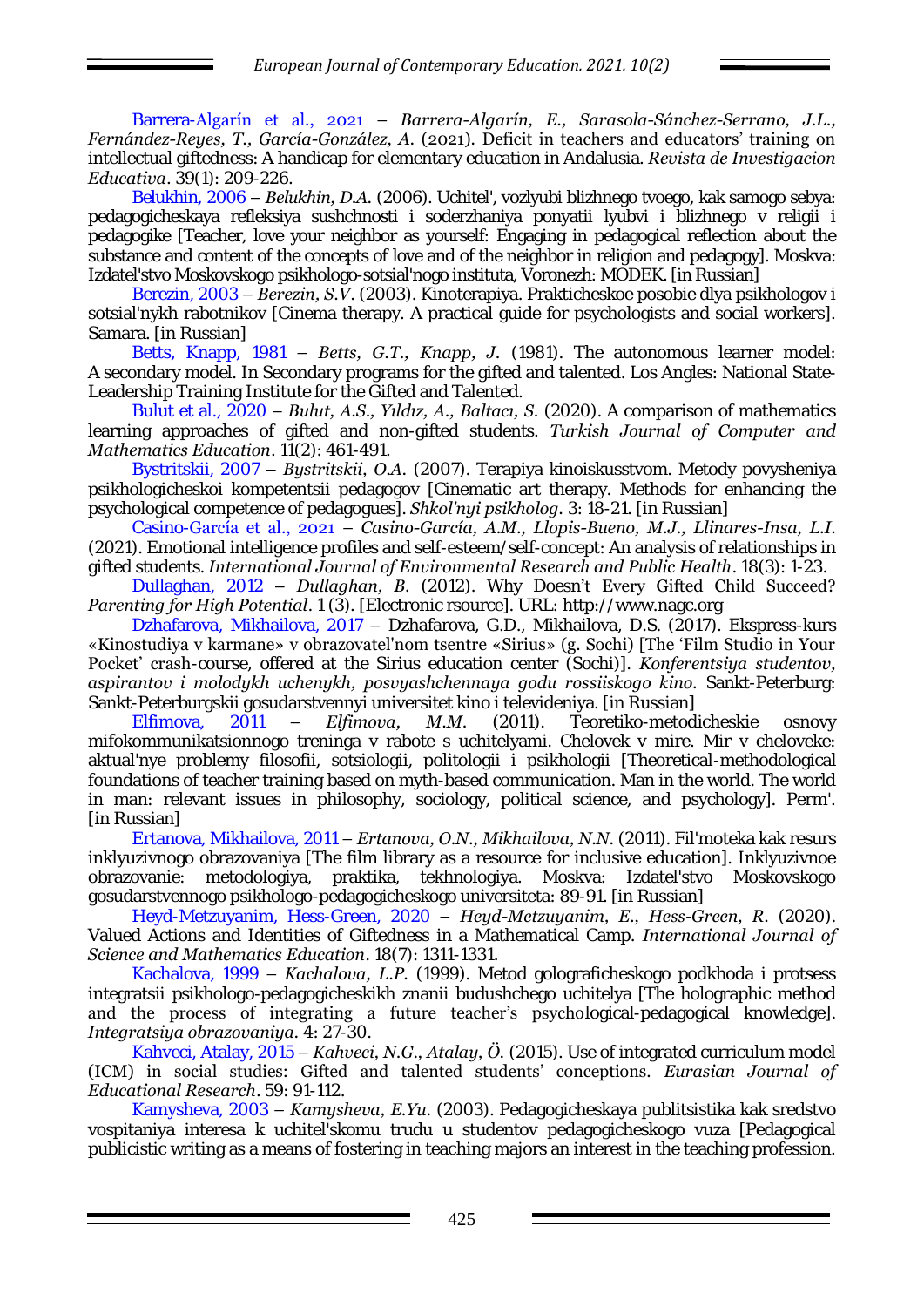Barrera-Algarín et al., 2021 – *Barrera-Algarín, E., Sarasola-Sánchez-Serrano, J.L., Fernández-Reyes, T., García-González, A.* (2021). Deficit in teachers and educators' training on intellectual giftedness: A handicap for elementary education in Andalusia. *Revista de Investigacion Educativa*. 39(1): 209-226.

Belukhin, 2006 – *Belukhin, D.A.* (2006). Uchitel', vozlyubi blizhnego tvoego, kak samogo sebya: pedagogicheskaya refleksiya sushchnosti i soderzhaniya ponyatii lyubvi i blizhnego v religii i pedagogike [Teacher, love your neighbor as yourself: Engaging in pedagogical reflection about the substance and content of the concepts of love and of the neighbor in religion and pedagogy]. Moskva: Izdatel'stvo Moskovskogo psikhologo-sotsial'nogo instituta, Voronezh: MODEK. [in Russian]

Berezin, 2003 – *Berezin, S.V.* (2003). Kinoterapiya. Prakticheskoe posobie dlya psikhologov i sotsial'nykh rabotnikov [Cinema therapy. A practical guide for psychologists and social workers]. Samara. [in Russian]

Betts, Knapp, 1981 – *Betts, G.T., Knapp, J.* (1981). The autonomous learner model: A secondary model. In Secondary programs for the gifted and talented. Los Angles: National State-Leadership Training Institute for the Gifted and Talented.

Bulut et al., 2020 – *Bulut, A.S., Yıldız, A., Baltacı, S.* (2020). A comparison of mathematics learning approaches of gifted and non-gifted students. *Turkish Journal of Computer and Mathematics Education*. 11(2): 461-491.

Bystritskii, 2007 – *Bystritskii, O.A.* (2007). Terapiya kinoiskusstvom. Metody povysheniya psikhologicheskoi kompetentsii pedagogov [Cinematic art therapy. Methods for enhancing the psychological competence of pedagogues]. *Shkol'nyi psikholog*. 3: 18-21. [in Russian]

Casino-García et al., 2021 – *Casino-García, A.M., Llopis-Bueno, M.J., Llinares-Insa, L.I.* (2021). Emotional intelligence profiles and self-esteem/self-concept: An analysis of relationships in gifted students. *International Journal of Environmental Research and Public Health*. 18(3): 1-23.

Dullaghan, 2012 – *Dullaghan, B.* (2012). Why Doesn't Every Gifted Child Succeed? *Parenting for High Potential*. 1 (3). [Electronic rsource]. URL: http://www.nagc.org

Dzhafarova, Mikhailova, 2017 – Dzhafarova, G.D., Mikhailova, D.S. (2017). Ekspress-kurs «Kinostudiya v karmane» v obrazovatel'nom tsentre «Sirius» (g. Sochi) [The 'Film Studio in Your Pocket' crash-course, offered at the Sirius education center (Sochi)]. *Konferentsiya studentov, aspirantov i molodykh uchenykh, posvyashchennaya godu rossiiskogo kino*. Sankt-Peterburg: Sankt-Peterburgskii gosudarstvennyi universitet kino i televideniya. [in Russian]

Elfimova, 2011 – *Elfimova, M.M.* (2011). Teoretiko-metodicheskie osnovy mifokommunikatsionnogo treninga v rabote s uchitelyami. Chelovek v mire. Mir v cheloveke: aktual'nye problemy filosofii, sotsiologii, politologii i psikhologii [Theoretical-methodological foundations of teacher training based on myth-based communication. Man in the world. The world in man: relevant issues in philosophy, sociology, political science, and psychology]. Perm'. [in Russian]

Ertanova, Mikhailova, 2011 – *Ertanova, O.N., Mikhailova, N.N.* (2011). Fil'moteka kak resurs inklyuzivnogo obrazovaniya [The film library as a resource for inclusive education]. Inklyuzivnoe obrazovanie: metodologiya, praktika, tekhnologiya. Moskva: Izdatel'stvo Moskovskogo gosudarstvennogo psikhologo-pedagogicheskogo universiteta: 89-91. [in Russian]

Heyd-Metzuyanim, Hess-Green, 2020 – *Heyd-Metzuyanim, E., Hess-Green, R.* (2020). Valued Actions and Identities of Giftedness in a Mathematical Camp. *International Journal of Science and Mathematics Education*. 18(7): 1311-1331.

Kachalova, 1999 – *Kachalova, L.P.* (1999). Metod golograficheskogo podkhoda i protsess integratsii psikhologo-pedagogicheskikh znanii budushchego uchitelya [The holographic method and the process of integrating a future teacher's psychological-pedagogical knowledge]. *Integratsiya obrazovaniya*. 4: 27-30.

Kahveci, Atalay, 2015 – *Kahveci, N.G., Atalay, Ö.* (2015). Use of integrated curriculum model (ICM) in social studies: Gifted and talented students' conceptions. *Eurasian Journal of Educational Research*. 59: 91-112.

Kamysheva, 2003 – *Kamysheva, E.Yu.* (2003). Pedagogicheskaya publitsistika kak sredstvo vospitaniya interesa k uchitel'skomu trudu u studentov pedagogicheskogo vuza [Pedagogical publicistic writing as a means of fostering in teaching majors an interest in the teaching profession.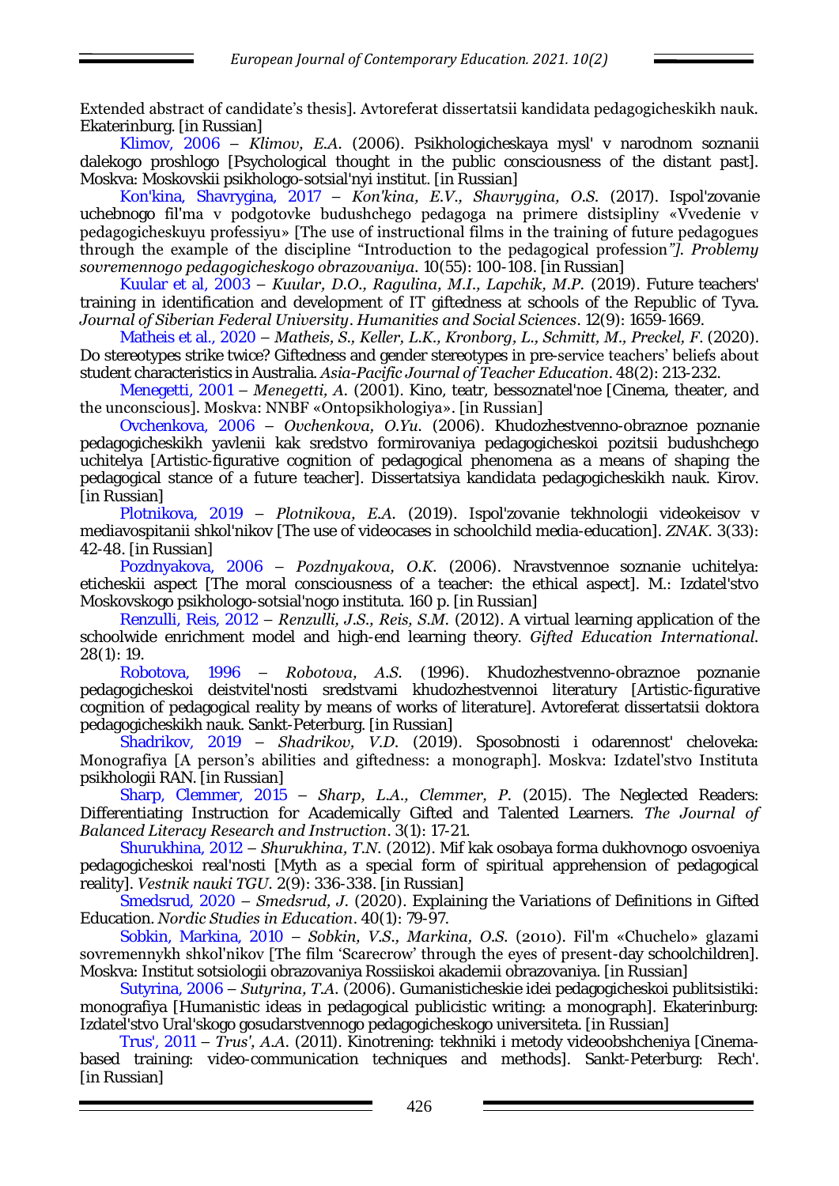Extended abstract of candidate's thesis]. Avtoreferat dissertatsii kandidata pedagogicheskikh nauk. Ekaterinburg. [in Russian]

Klimov, 2006 – *Klimov, E.A.* (2006). Psikhologicheskaya mysl' v narodnom soznanii dalekogo proshlogo [Psychological thought in the public consciousness of the distant past]. Moskva: Moskovskii psikhologo-sotsial'nyi institut. [in Russian]

Kon'kina, Shavrygina, 2017 – *Kon'kina, E.V., Shavrygina, O.S.* (2017). Ispol'zovanie uchebnogo fil'ma v podgotovke budushchego pedagoga na primere distsipliny «Vvedenie v pedagogicheskuyu professiyu» [The use of instructional films in the training of future pedagogues through the example of the discipline "Introduction to the pedagogical profession*"]. Problemy sovremennogo pedagogicheskogo obrazovaniya*. 10(55): 100-108. [in Russian]

Kuular et al, 2003 – *Kuular, D.O., Ragulina, M.I., Lapchik, M.P.* (2019). Future teachers' training in identification and development of IT giftedness at schools of the Republic of Tyva. *Journal of Siberian Federal University. Humanities and Social Sciences*. 12(9): 1659-1669.

Matheis et al., 2020 – *Matheis, S., Keller, L.K., Kronborg, L., Schmitt, M., Preckel, F.* (2020). Do stereotypes strike twice? Giftedness and gender stereotypes in pre-service teachers' beliefs about student characteristics in Australia. *Asia-Pacific Journal of Teacher Education*. 48(2): 213-232.

Menegetti, 2001 – *Menegetti, A.* (2001). Kino, teatr, bessoznatel'noe [Cinema, theater, and the unconscious]. Moskva: NNBF «Ontopsikhologiya». [in Russian]

Ovchenkova, 2006 – *Ovchenkova, O.Yu.* (2006). Khudozhestvenno-obraznoe poznanie pedagogicheskikh yavlenii kak sredstvo formirovaniya pedagogicheskoi pozitsii budushchego uchitelya [Artistic-figurative cognition of pedagogical phenomena as a means of shaping the pedagogical stance of a future teacher]. Dissertatsiya kandidata pedagogicheskikh nauk. Kirov. [in Russian]

Plotnikova, 2019 – *Plotnikova, E.A.* (2019). Ispol'zovanie tekhnologii videokeisov v mediavospitanii shkol'nikov [The use of videocases in schoolchild media-education]. *ZNAK*. 3(33): 42-48. [in Russian]

Pozdnyakova, 2006 – *Pozdnyakova, O.K.* (2006). Nravstvennoe soznanie uchitelya: eticheskii aspect [The moral consciousness of a teacher: the ethical aspect]. M.: Izdatel'stvo Moskovskogo psikhologo-sotsial'nogo instituta. 160 p. [in Russian]

Renzulli, Reis, 2012 – *Renzulli, J.S., Reis, S.M.* (2012). A virtual learning application of the schoolwide enrichment model and high-end learning theory. *Gifted Education International*. 28(1): 19.

Robotova, 1996 – *Robotova, A.S.* (1996). Khudozhestvenno-obraznoe poznanie pedagogicheskoi deistvitel'nosti sredstvami khudozhestvennoi literatury [Artistic-figurative cognition of pedagogical reality by means of works of literature]. Avtoreferat dissertatsii doktora pedagogicheskikh nauk. Sankt-Peterburg. [in Russian]

Shadrikov, 2019 – *Shadrikov, V.D.* (2019). Sposobnosti i odarennost' cheloveka: Monografiya [A person's abilities and giftedness: a monograph]. Moskva: Izdatel'stvo Instituta psikhologii RAN. [in Russian]

Sharp, Clemmer, 2015 – *Sharp, L.A., Clemmer, P.* (2015). The Neglected Readers: Differentiating Instruction for Academically Gifted and Talented Learners. *The Journal of Balanced Literacy Research and Instruction*. 3(1): 17-21.

Shurukhina, 2012 – *Shurukhina, T.N.* (2012). Mif kak osobaya forma dukhovnogo osvoeniya pedagogicheskoi real'nosti [Myth as a special form of spiritual apprehension of pedagogical reality]. *Vestnik nauki TGU*. 2(9): 336-338. [in Russian]

Smedsrud, 2020 – *Smedsrud, J.* (2020). Explaining the Variations of Definitions in Gifted Education. *Nordic Studies in Education*. 40(1): 79-97.

Sobkin, Markina, 2010 – *Sobkin, V.S., Markina, O.S.* (2010). Fil'm «Chuchelo» glazami sovremennykh shkol'nikov [The film 'Scarecrow' through the eyes of present-day schoolchildren]. Moskva: Institut sotsiologii obrazovaniya Rossiiskoi akademii obrazovaniya. [in Russian]

Sutyrina, 2006 – *Sutyrina, T.A.* (2006). Gumanisticheskie idei pedagogicheskoi publitsistiki: monografiya [Humanistic ideas in pedagogical publicistic writing: a monograph]. Ekaterinburg: Izdatel'stvo Ural'skogo gosudarstvennogo pedagogicheskogo universiteta. [in Russian]

Trus', 2011 – *Trus', A.A.* (2011). Kinotrening: tekhniki i metody videoobshcheniya [Cinema-based training: video-communication techniques and methods]. Sankt-Peterburg: Rech'. [in Russian]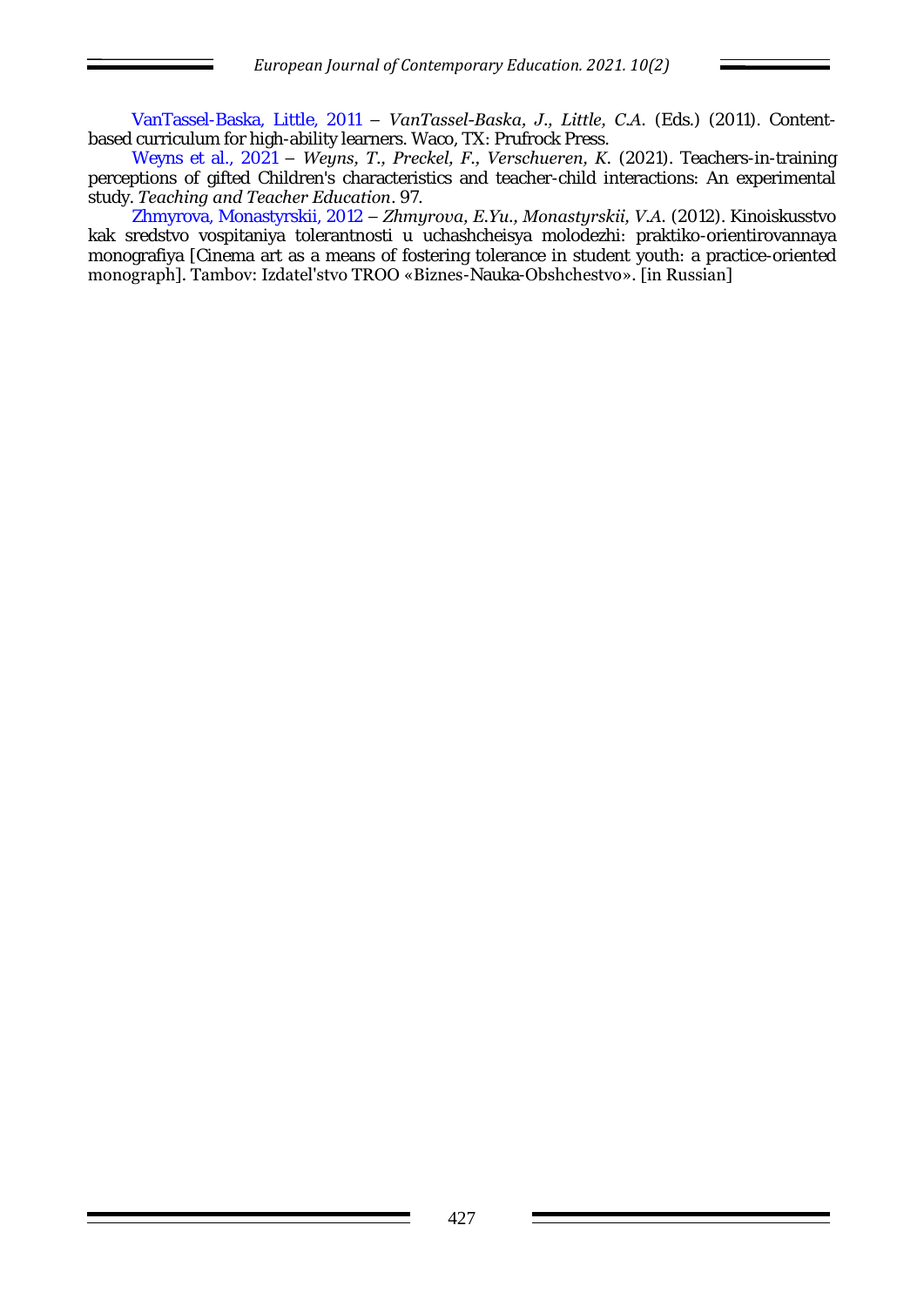VanTassel-Baska, Little, 2011 – *VanTassel-Baska, J., Little, C.A.* (Eds.) (2011). Content-based curriculum for high-ability learners. Waco, TX: Prufrock Press.

Weyns et al., 2021 – *Weyns, T., Preckel, F., Verschueren, K.* (2021). Teachers-in-training perceptions of gifted Children's characteristics and teacher-child interactions: An experimental study. *Teaching and Teacher Education*. 97.

Zhmyrova, Monastyrskii, 2012 – *Zhmyrova, E.Yu., Monastyrskii, V.A.* (2012). Kinoiskusstvo kak sredstvo vospitaniya tolerantnosti u uchashcheisya molodezhi: praktiko-orientirovannaya monografiya [Cinema art as a means of fostering tolerance in student youth: a practice-oriented monograph]. Tambov: Izdatel'stvo TROO «Biznes-Nauka-Obshchestvo». [in Russian]